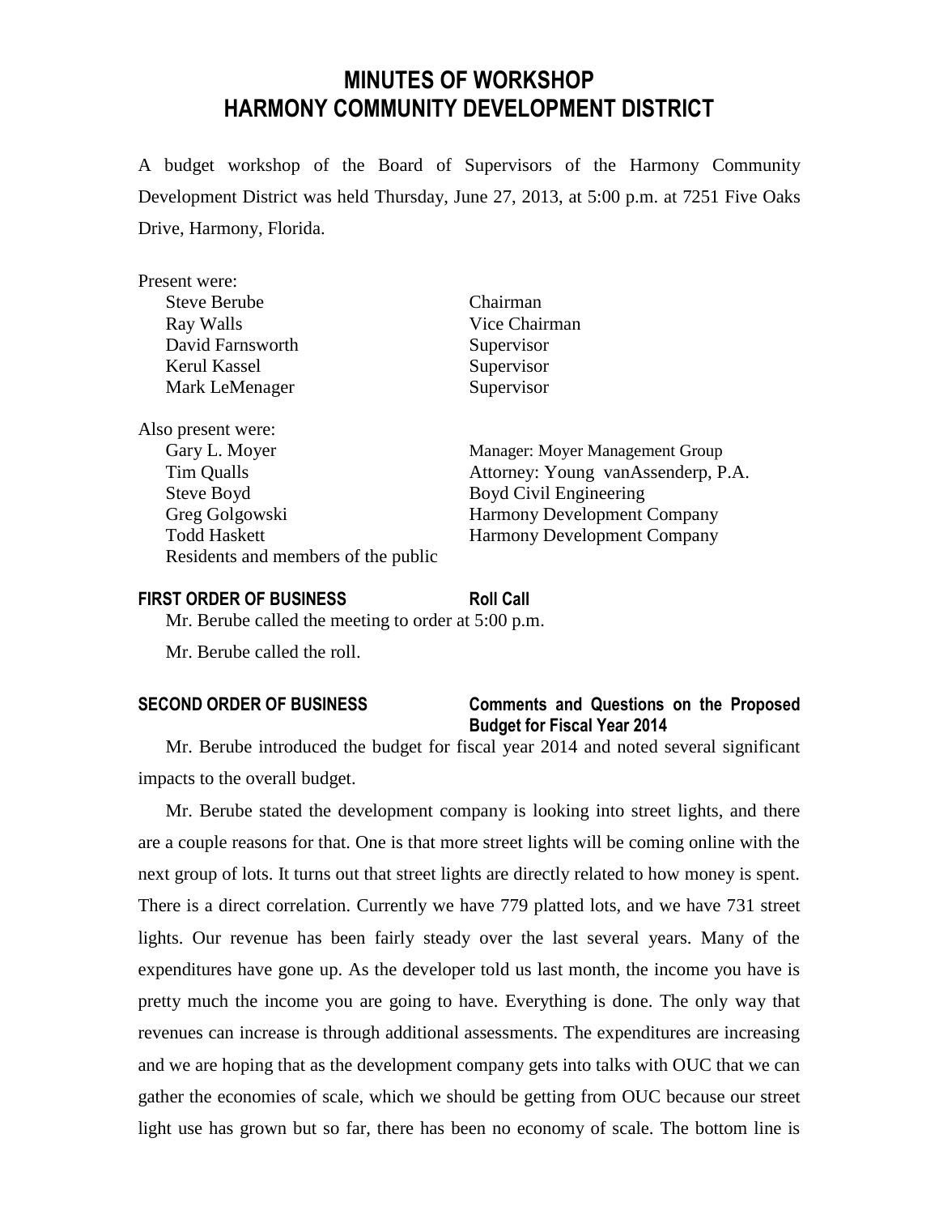# MINUTES OF WORKSHOP
# HARMONY COMMUNITY DEVELOPMENT DISTRICT

A budget workshop of the Board of Supervisors of the Harmony Community Development District was held Thursday, June 27, 2013, at 5:00 p.m. at 7251 Five Oaks Drive, Harmony, Florida.

Present were:

| | |
|---|---|
| Steve Berube | Chairman |
| Ray Walls | Vice Chairman |
| David Farnsworth | Supervisor |
| Kerul Kassel | Supervisor |
| Mark LeMenager | Supervisor |

Also present were:

| | |
|---|---|
| Gary L. Moyer | Manager: Moyer Management Group |
| Tim Qualls | Attorney: Young vanAssenderp, P.A. |
| Steve Boyd | Boyd Civil Engineering |
| Greg Golgowski | Harmony Development Company |
| Todd Haskett | Harmony Development Company |
| Residents and members of the public | |

**FIRST ORDER OF BUSINESS** **Roll Call**

Mr. Berube called the meeting to order at 5:00 p.m.

Mr. Berube called the roll.

**SECOND ORDER OF BUSINESS** **Comments and Questions on the Proposed Budget for Fiscal Year 2014**

Mr. Berube introduced the budget for fiscal year 2014 and noted several significant impacts to the overall budget.

Mr. Berube stated the development company is looking into street lights, and there are a couple reasons for that. One is that more street lights will be coming online with the next group of lots. It turns out that street lights are directly related to how money is spent. There is a direct correlation. Currently we have 779 platted lots, and we have 731 street lights. Our revenue has been fairly steady over the last several years. Many of the expenditures have gone up. As the developer told us last month, the income you have is pretty much the income you are going to have. Everything is done. The only way that revenues can increase is through additional assessments. The expenditures are increasing and we are hoping that as the development company gets into talks with OUC that we can gather the economies of scale, which we should be getting from OUC because our street light use has grown but so far, there has been no economy of scale. The bottom line is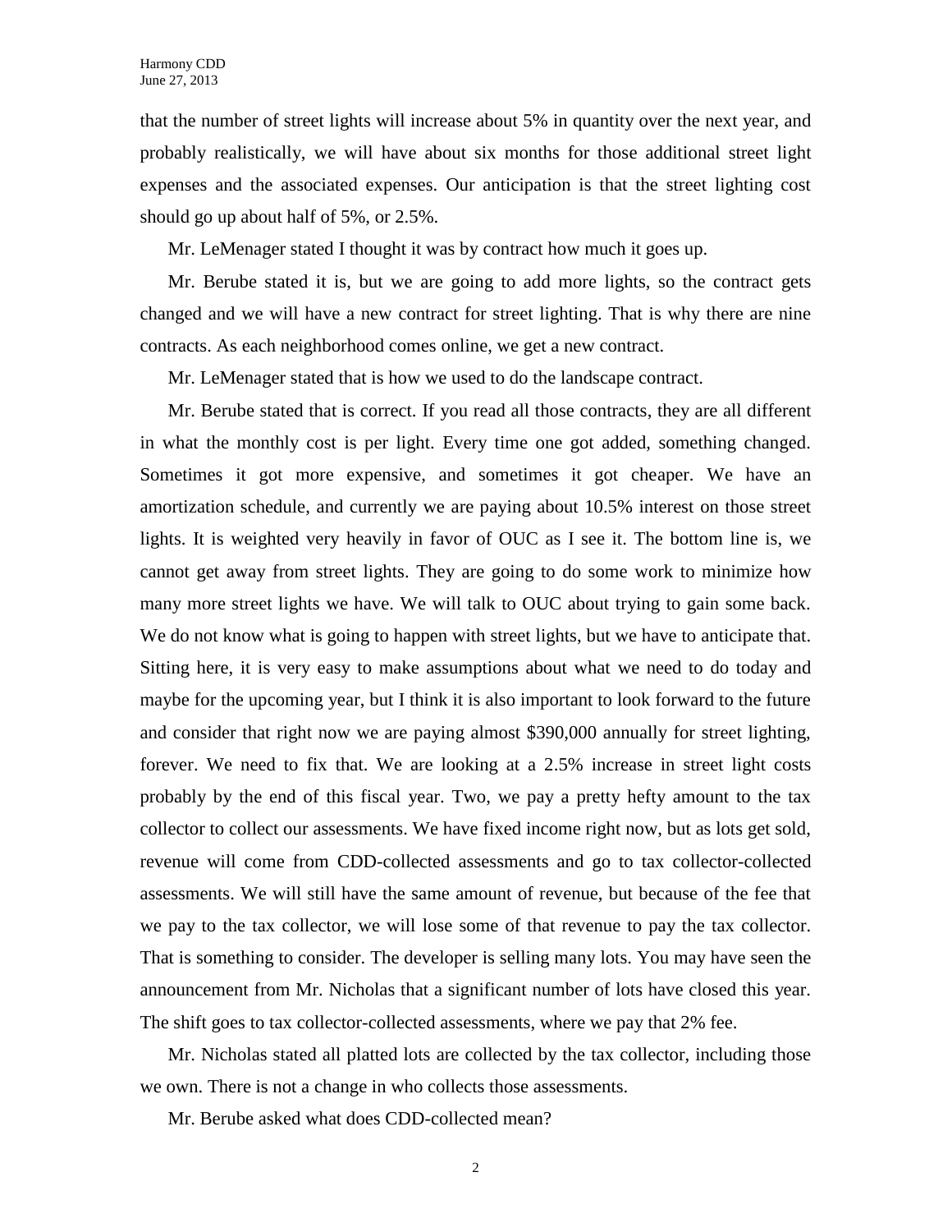that the number of street lights will increase about 5% in quantity over the next year, and probably realistically, we will have about six months for those additional street light expenses and the associated expenses. Our anticipation is that the street lighting cost should go up about half of 5%, or 2.5%.

Mr. LeMenager stated I thought it was by contract how much it goes up.

Mr. Berube stated it is, but we are going to add more lights, so the contract gets changed and we will have a new contract for street lighting. That is why there are nine contracts. As each neighborhood comes online, we get a new contract.

Mr. LeMenager stated that is how we used to do the landscape contract.

Mr. Berube stated that is correct. If you read all those contracts, they are all different in what the monthly cost is per light. Every time one got added, something changed. Sometimes it got more expensive, and sometimes it got cheaper. We have an amortization schedule, and currently we are paying about 10.5% interest on those street lights. It is weighted very heavily in favor of OUC as I see it. The bottom line is, we cannot get away from street lights. They are going to do some work to minimize how many more street lights we have. We will talk to OUC about trying to gain some back. We do not know what is going to happen with street lights, but we have to anticipate that. Sitting here, it is very easy to make assumptions about what we need to do today and maybe for the upcoming year, but I think it is also important to look forward to the future and consider that right now we are paying almost $390,000 annually for street lighting, forever. We need to fix that. We are looking at a 2.5% increase in street light costs probably by the end of this fiscal year. Two, we pay a pretty hefty amount to the tax collector to collect our assessments. We have fixed income right now, but as lots get sold, revenue will come from CDD-collected assessments and go to tax collector-collected assessments. We will still have the same amount of revenue, but because of the fee that we pay to the tax collector, we will lose some of that revenue to pay the tax collector. That is something to consider. The developer is selling many lots. You may have seen the announcement from Mr. Nicholas that a significant number of lots have closed this year. The shift goes to tax collector-collected assessments, where we pay that 2% fee.

Mr. Nicholas stated all platted lots are collected by the tax collector, including those we own. There is not a change in who collects those assessments.

Mr. Berube asked what does CDD-collected mean?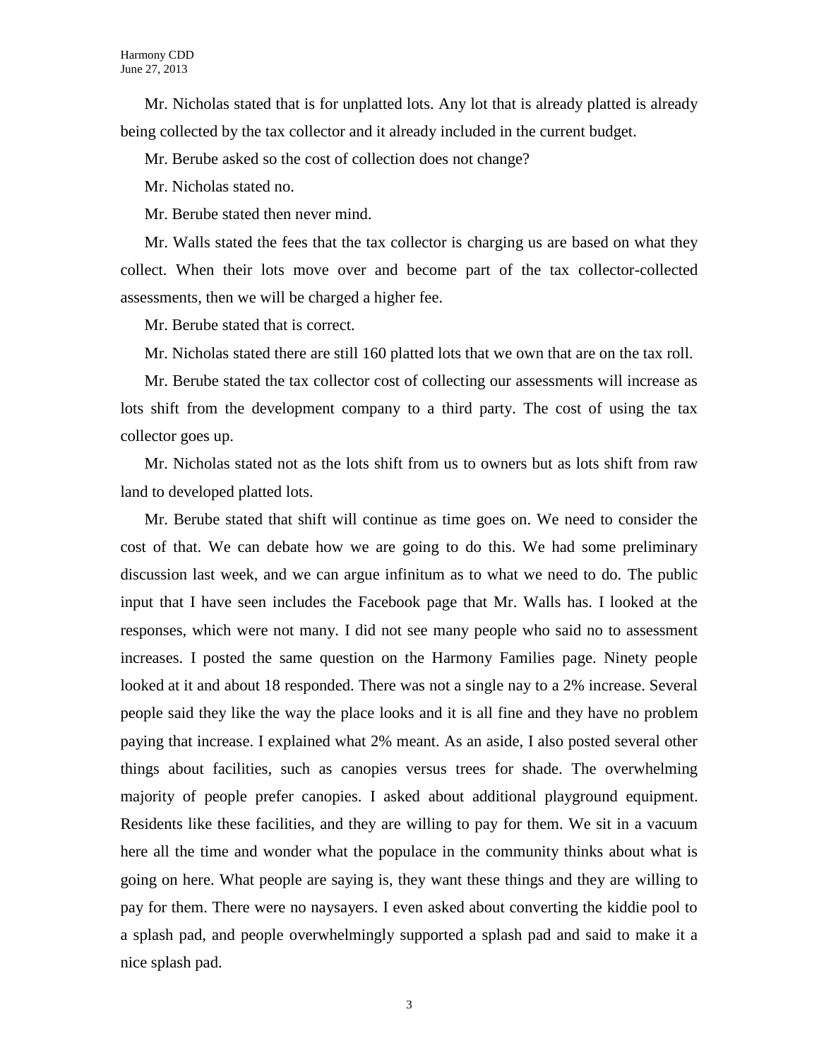Mr. Nicholas stated that is for unplatted lots. Any lot that is already platted is already being collected by the tax collector and it already included in the current budget.

Mr. Berube asked so the cost of collection does not change?

Mr. Nicholas stated no.

Mr. Berube stated then never mind.

Mr. Walls stated the fees that the tax collector is charging us are based on what they collect. When their lots move over and become part of the tax collector-collected assessments, then we will be charged a higher fee.

Mr. Berube stated that is correct.

Mr. Nicholas stated there are still 160 platted lots that we own that are on the tax roll.

Mr. Berube stated the tax collector cost of collecting our assessments will increase as lots shift from the development company to a third party. The cost of using the tax collector goes up.

Mr. Nicholas stated not as the lots shift from us to owners but as lots shift from raw land to developed platted lots.

Mr. Berube stated that shift will continue as time goes on. We need to consider the cost of that. We can debate how we are going to do this. We had some preliminary discussion last week, and we can argue infinitum as to what we need to do. The public input that I have seen includes the Facebook page that Mr. Walls has. I looked at the responses, which were not many. I did not see many people who said no to assessment increases. I posted the same question on the Harmony Families page. Ninety people looked at it and about 18 responded. There was not a single nay to a 2% increase. Several people said they like the way the place looks and it is all fine and they have no problem paying that increase. I explained what 2% meant. As an aside, I also posted several other things about facilities, such as canopies versus trees for shade. The overwhelming majority of people prefer canopies. I asked about additional playground equipment. Residents like these facilities, and they are willing to pay for them. We sit in a vacuum here all the time and wonder what the populace in the community thinks about what is going on here. What people are saying is, they want these things and they are willing to pay for them. There were no naysayers. I even asked about converting the kiddie pool to a splash pad, and people overwhelmingly supported a splash pad and said to make it a nice splash pad.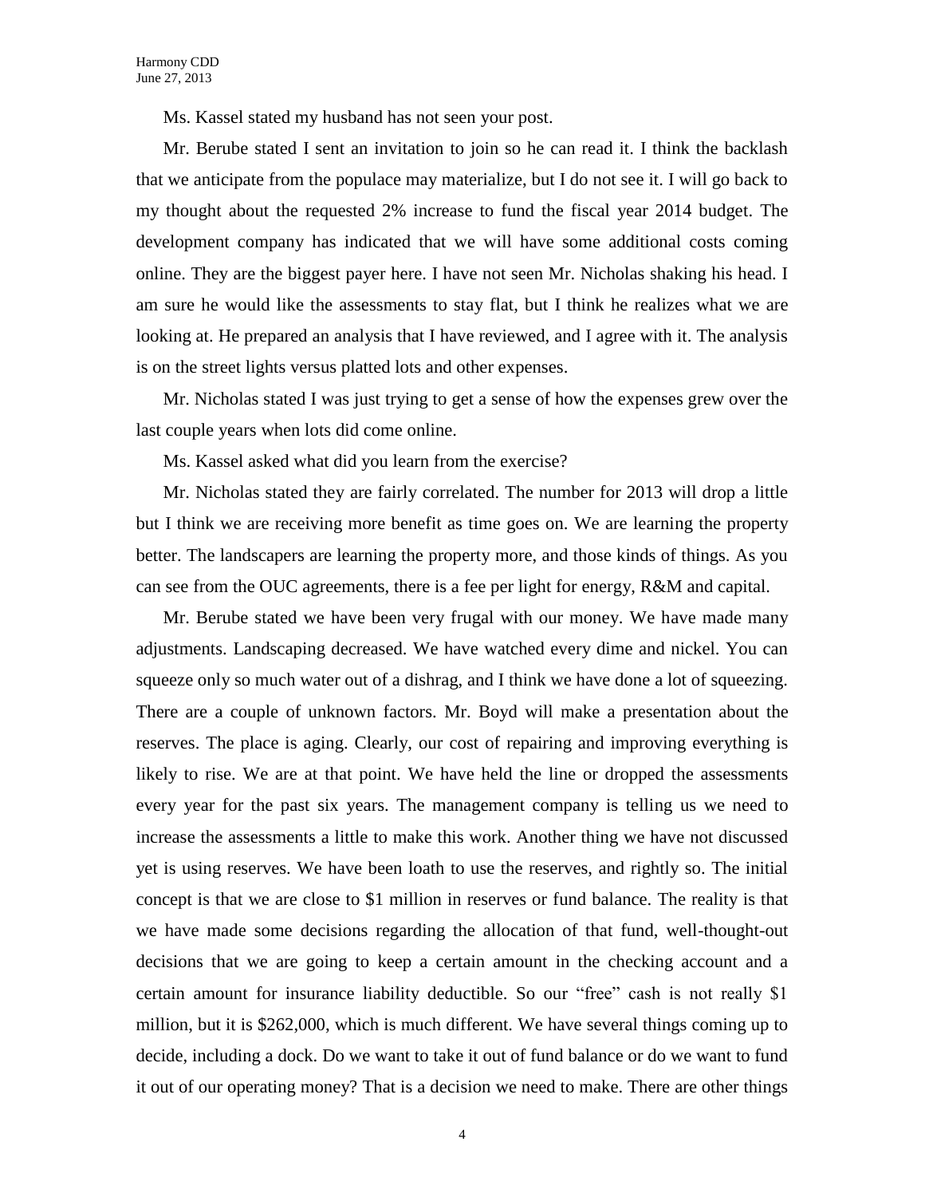Ms. Kassel stated my husband has not seen your post.

Mr. Berube stated I sent an invitation to join so he can read it. I think the backlash that we anticipate from the populace may materialize, but I do not see it. I will go back to my thought about the requested 2% increase to fund the fiscal year 2014 budget. The development company has indicated that we will have some additional costs coming online. They are the biggest payer here. I have not seen Mr. Nicholas shaking his head. I am sure he would like the assessments to stay flat, but I think he realizes what we are looking at. He prepared an analysis that I have reviewed, and I agree with it. The analysis is on the street lights versus platted lots and other expenses.

Mr. Nicholas stated I was just trying to get a sense of how the expenses grew over the last couple years when lots did come online.

Ms. Kassel asked what did you learn from the exercise?

Mr. Nicholas stated they are fairly correlated. The number for 2013 will drop a little but I think we are receiving more benefit as time goes on. We are learning the property better. The landscapers are learning the property more, and those kinds of things. As you can see from the OUC agreements, there is a fee per light for energy, R&M and capital.

Mr. Berube stated we have been very frugal with our money. We have made many adjustments. Landscaping decreased. We have watched every dime and nickel. You can squeeze only so much water out of a dishrag, and I think we have done a lot of squeezing. There are a couple of unknown factors. Mr. Boyd will make a presentation about the reserves. The place is aging. Clearly, our cost of repairing and improving everything is likely to rise. We are at that point. We have held the line or dropped the assessments every year for the past six years. The management company is telling us we need to increase the assessments a little to make this work. Another thing we have not discussed yet is using reserves. We have been loath to use the reserves, and rightly so. The initial concept is that we are close to $1 million in reserves or fund balance. The reality is that we have made some decisions regarding the allocation of that fund, well-thought-out decisions that we are going to keep a certain amount in the checking account and a certain amount for insurance liability deductible. So our "free" cash is not really $1 million, but it is $262,000, which is much different. We have several things coming up to decide, including a dock. Do we want to take it out of fund balance or do we want to fund it out of our operating money? That is a decision we need to make. There are other things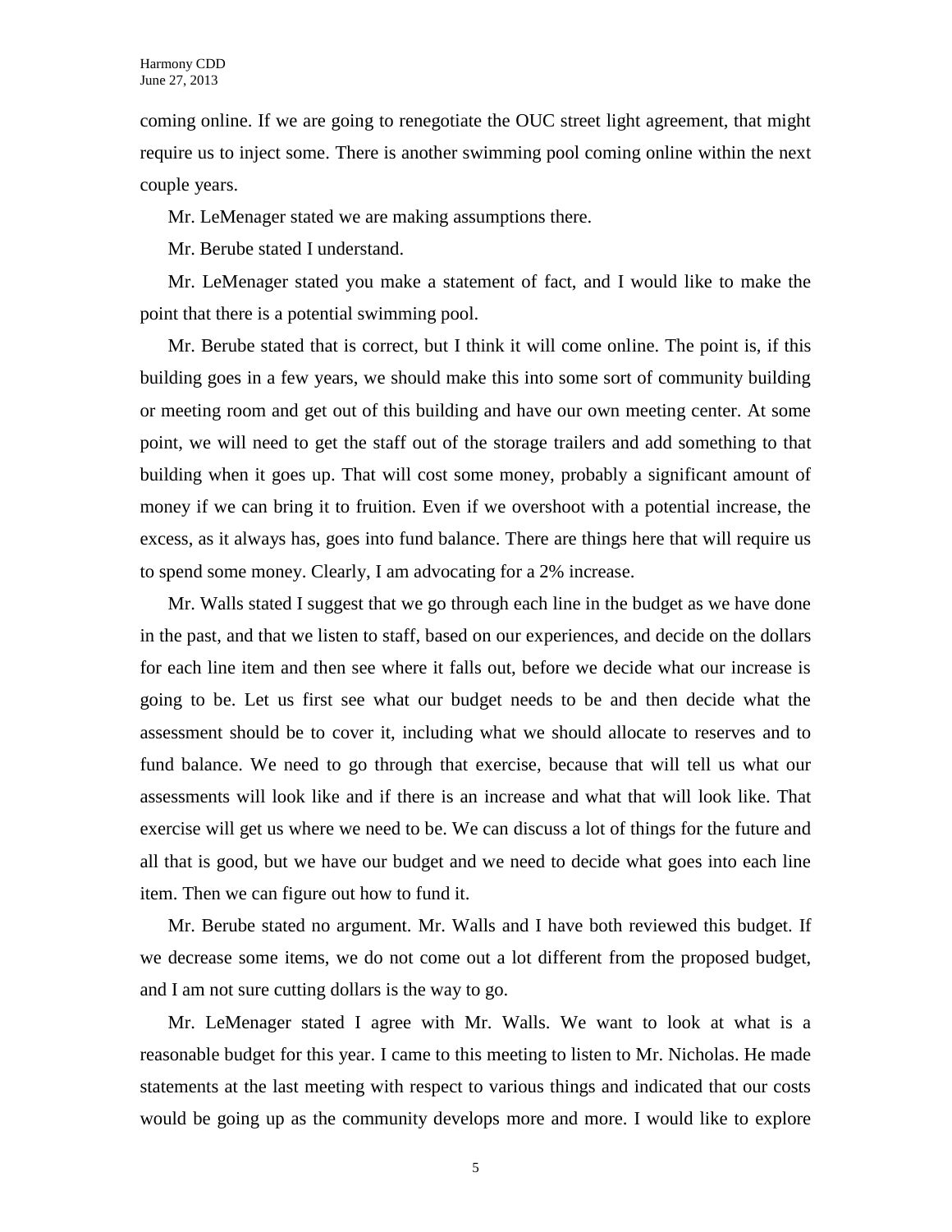coming online. If we are going to renegotiate the OUC street light agreement, that might require us to inject some. There is another swimming pool coming online within the next couple years.

Mr. LeMenager stated we are making assumptions there.

Mr. Berube stated I understand.

Mr. LeMenager stated you make a statement of fact, and I would like to make the point that there is a potential swimming pool.

Mr. Berube stated that is correct, but I think it will come online. The point is, if this building goes in a few years, we should make this into some sort of community building or meeting room and get out of this building and have our own meeting center. At some point, we will need to get the staff out of the storage trailers and add something to that building when it goes up. That will cost some money, probably a significant amount of money if we can bring it to fruition. Even if we overshoot with a potential increase, the excess, as it always has, goes into fund balance. There are things here that will require us to spend some money. Clearly, I am advocating for a 2% increase.

Mr. Walls stated I suggest that we go through each line in the budget as we have done in the past, and that we listen to staff, based on our experiences, and decide on the dollars for each line item and then see where it falls out, before we decide what our increase is going to be. Let us first see what our budget needs to be and then decide what the assessment should be to cover it, including what we should allocate to reserves and to fund balance. We need to go through that exercise, because that will tell us what our assessments will look like and if there is an increase and what that will look like. That exercise will get us where we need to be. We can discuss a lot of things for the future and all that is good, but we have our budget and we need to decide what goes into each line item. Then we can figure out how to fund it.

Mr. Berube stated no argument. Mr. Walls and I have both reviewed this budget. If we decrease some items, we do not come out a lot different from the proposed budget, and I am not sure cutting dollars is the way to go.

Mr. LeMenager stated I agree with Mr. Walls. We want to look at what is a reasonable budget for this year. I came to this meeting to listen to Mr. Nicholas. He made statements at the last meeting with respect to various things and indicated that our costs would be going up as the community develops more and more. I would like to explore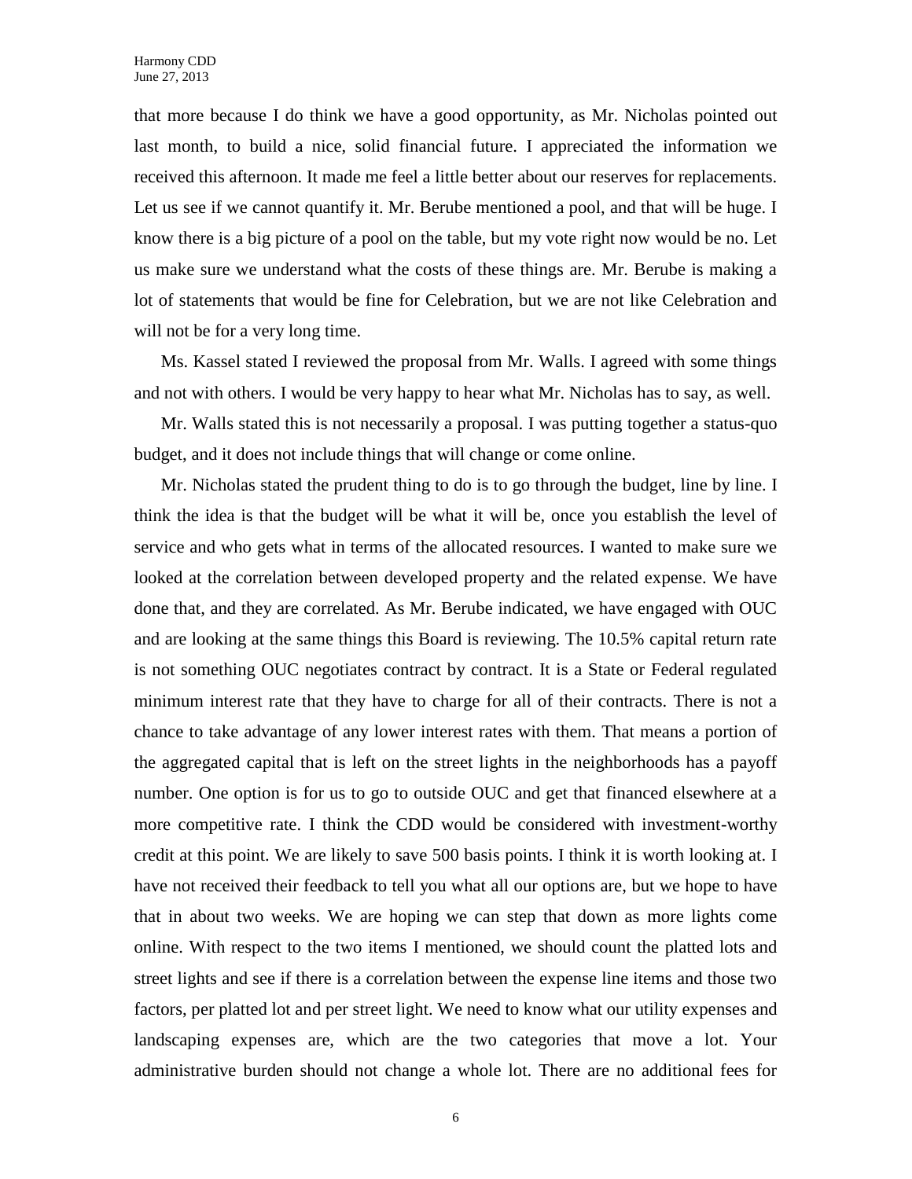that more because I do think we have a good opportunity, as Mr. Nicholas pointed out last month, to build a nice, solid financial future. I appreciated the information we received this afternoon. It made me feel a little better about our reserves for replacements. Let us see if we cannot quantify it. Mr. Berube mentioned a pool, and that will be huge. I know there is a big picture of a pool on the table, but my vote right now would be no. Let us make sure we understand what the costs of these things are. Mr. Berube is making a lot of statements that would be fine for Celebration, but we are not like Celebration and will not be for a very long time.

Ms. Kassel stated I reviewed the proposal from Mr. Walls. I agreed with some things and not with others. I would be very happy to hear what Mr. Nicholas has to say, as well.

Mr. Walls stated this is not necessarily a proposal. I was putting together a status-quo budget, and it does not include things that will change or come online.

Mr. Nicholas stated the prudent thing to do is to go through the budget, line by line. I think the idea is that the budget will be what it will be, once you establish the level of service and who gets what in terms of the allocated resources. I wanted to make sure we looked at the correlation between developed property and the related expense. We have done that, and they are correlated. As Mr. Berube indicated, we have engaged with OUC and are looking at the same things this Board is reviewing. The 10.5% capital return rate is not something OUC negotiates contract by contract. It is a State or Federal regulated minimum interest rate that they have to charge for all of their contracts. There is not a chance to take advantage of any lower interest rates with them. That means a portion of the aggregated capital that is left on the street lights in the neighborhoods has a payoff number. One option is for us to go to outside OUC and get that financed elsewhere at a more competitive rate. I think the CDD would be considered with investment-worthy credit at this point. We are likely to save 500 basis points. I think it is worth looking at. I have not received their feedback to tell you what all our options are, but we hope to have that in about two weeks. We are hoping we can step that down as more lights come online. With respect to the two items I mentioned, we should count the platted lots and street lights and see if there is a correlation between the expense line items and those two factors, per platted lot and per street light. We need to know what our utility expenses and landscaping expenses are, which are the two categories that move a lot. Your administrative burden should not change a whole lot. There are no additional fees for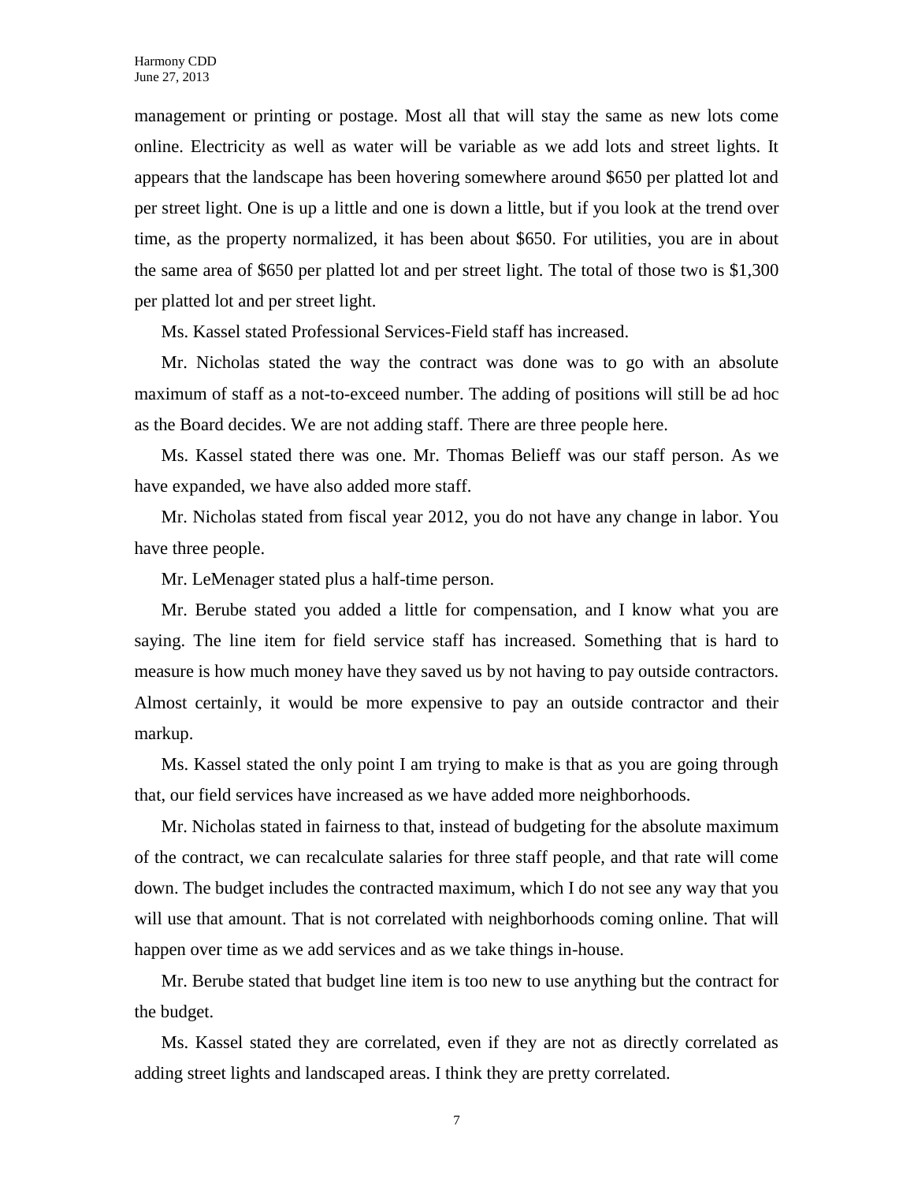management or printing or postage. Most all that will stay the same as new lots come online. Electricity as well as water will be variable as we add lots and street lights. It appears that the landscape has been hovering somewhere around $650 per platted lot and per street light. One is up a little and one is down a little, but if you look at the trend over time, as the property normalized, it has been about $650. For utilities, you are in about the same area of $650 per platted lot and per street light. The total of those two is $1,300 per platted lot and per street light.

Ms. Kassel stated Professional Services-Field staff has increased.

Mr. Nicholas stated the way the contract was done was to go with an absolute maximum of staff as a not-to-exceed number. The adding of positions will still be ad hoc as the Board decides. We are not adding staff. There are three people here.

Ms. Kassel stated there was one. Mr. Thomas Belieff was our staff person. As we have expanded, we have also added more staff.

Mr. Nicholas stated from fiscal year 2012, you do not have any change in labor. You have three people.

Mr. LeMenager stated plus a half-time person.

Mr. Berube stated you added a little for compensation, and I know what you are saying. The line item for field service staff has increased. Something that is hard to measure is how much money have they saved us by not having to pay outside contractors. Almost certainly, it would be more expensive to pay an outside contractor and their markup.

Ms. Kassel stated the only point I am trying to make is that as you are going through that, our field services have increased as we have added more neighborhoods.

Mr. Nicholas stated in fairness to that, instead of budgeting for the absolute maximum of the contract, we can recalculate salaries for three staff people, and that rate will come down. The budget includes the contracted maximum, which I do not see any way that you will use that amount. That is not correlated with neighborhoods coming online. That will happen over time as we add services and as we take things in-house.

Mr. Berube stated that budget line item is too new to use anything but the contract for the budget.

Ms. Kassel stated they are correlated, even if they are not as directly correlated as adding street lights and landscaped areas. I think they are pretty correlated.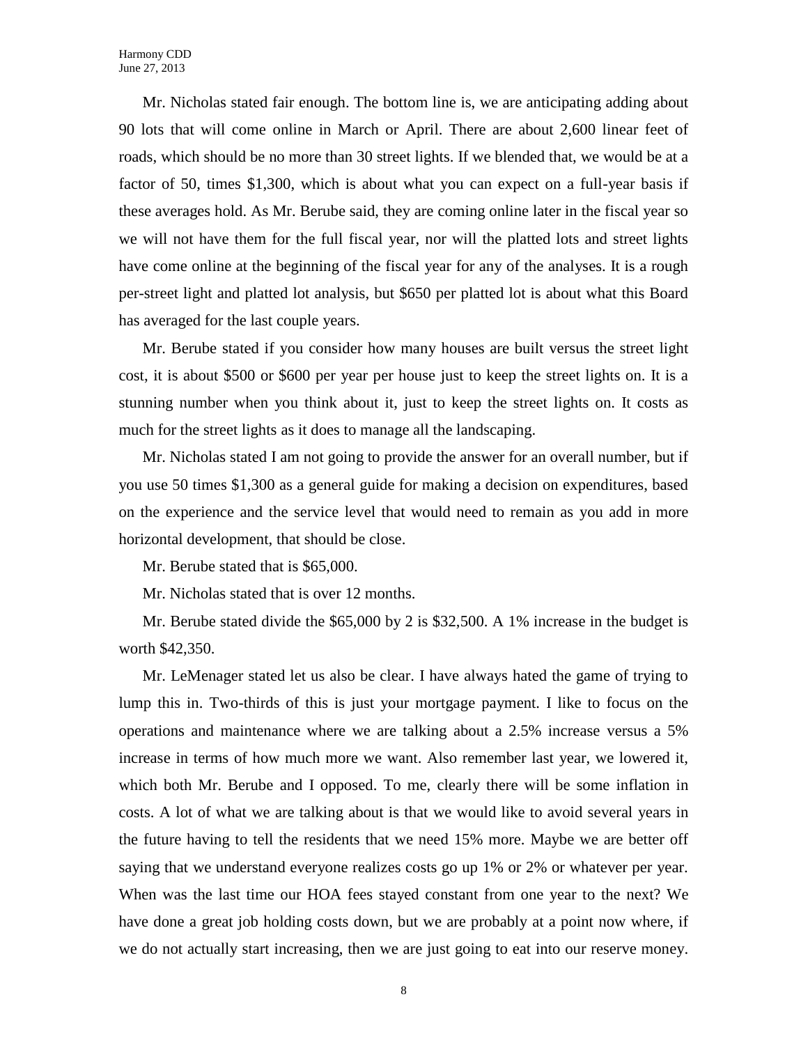Mr. Nicholas stated fair enough. The bottom line is, we are anticipating adding about 90 lots that will come online in March or April. There are about 2,600 linear feet of roads, which should be no more than 30 street lights. If we blended that, we would be at a factor of 50, times $1,300, which is about what you can expect on a full-year basis if these averages hold. As Mr. Berube said, they are coming online later in the fiscal year so we will not have them for the full fiscal year, nor will the platted lots and street lights have come online at the beginning of the fiscal year for any of the analyses. It is a rough per-street light and platted lot analysis, but $650 per platted lot is about what this Board has averaged for the last couple years.

Mr. Berube stated if you consider how many houses are built versus the street light cost, it is about $500 or $600 per year per house just to keep the street lights on. It is a stunning number when you think about it, just to keep the street lights on. It costs as much for the street lights as it does to manage all the landscaping.

Mr. Nicholas stated I am not going to provide the answer for an overall number, but if you use 50 times $1,300 as a general guide for making a decision on expenditures, based on the experience and the service level that would need to remain as you add in more horizontal development, that should be close.

Mr. Berube stated that is $65,000.

Mr. Nicholas stated that is over 12 months.

Mr. Berube stated divide the $65,000 by 2 is $32,500. A 1% increase in the budget is worth $42,350.

Mr. LeMenager stated let us also be clear. I have always hated the game of trying to lump this in. Two-thirds of this is just your mortgage payment. I like to focus on the operations and maintenance where we are talking about a 2.5% increase versus a 5% increase in terms of how much more we want. Also remember last year, we lowered it, which both Mr. Berube and I opposed. To me, clearly there will be some inflation in costs. A lot of what we are talking about is that we would like to avoid several years in the future having to tell the residents that we need 15% more. Maybe we are better off saying that we understand everyone realizes costs go up 1% or 2% or whatever per year. When was the last time our HOA fees stayed constant from one year to the next? We have done a great job holding costs down, but we are probably at a point now where, if we do not actually start increasing, then we are just going to eat into our reserve money.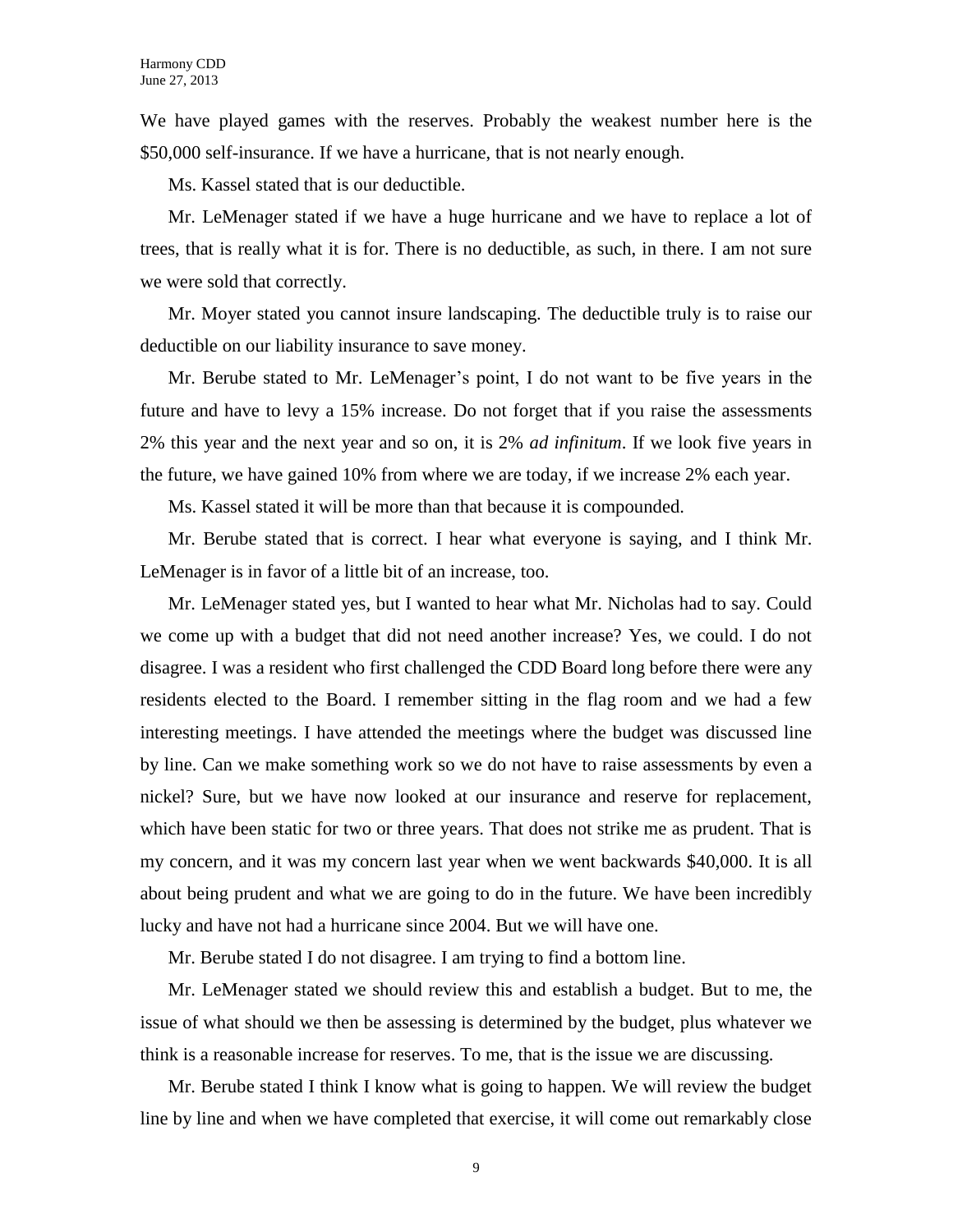We have played games with the reserves. Probably the weakest number here is the $50,000 self-insurance. If we have a hurricane, that is not nearly enough.

Ms. Kassel stated that is our deductible.

Mr. LeMenager stated if we have a huge hurricane and we have to replace a lot of trees, that is really what it is for. There is no deductible, as such, in there. I am not sure we were sold that correctly.

Mr. Moyer stated you cannot insure landscaping. The deductible truly is to raise our deductible on our liability insurance to save money.

Mr. Berube stated to Mr. LeMenager's point, I do not want to be five years in the future and have to levy a 15% increase. Do not forget that if you raise the assessments 2% this year and the next year and so on, it is 2% *ad infinitum*. If we look five years in the future, we have gained 10% from where we are today, if we increase 2% each year.

Ms. Kassel stated it will be more than that because it is compounded.

Mr. Berube stated that is correct. I hear what everyone is saying, and I think Mr. LeMenager is in favor of a little bit of an increase, too.

Mr. LeMenager stated yes, but I wanted to hear what Mr. Nicholas had to say. Could we come up with a budget that did not need another increase? Yes, we could. I do not disagree. I was a resident who first challenged the CDD Board long before there were any residents elected to the Board. I remember sitting in the flag room and we had a few interesting meetings. I have attended the meetings where the budget was discussed line by line. Can we make something work so we do not have to raise assessments by even a nickel? Sure, but we have now looked at our insurance and reserve for replacement, which have been static for two or three years. That does not strike me as prudent. That is my concern, and it was my concern last year when we went backwards $40,000. It is all about being prudent and what we are going to do in the future. We have been incredibly lucky and have not had a hurricane since 2004. But we will have one.

Mr. Berube stated I do not disagree. I am trying to find a bottom line.

Mr. LeMenager stated we should review this and establish a budget. But to me, the issue of what should we then be assessing is determined by the budget, plus whatever we think is a reasonable increase for reserves. To me, that is the issue we are discussing.

Mr. Berube stated I think I know what is going to happen. We will review the budget line by line and when we have completed that exercise, it will come out remarkably close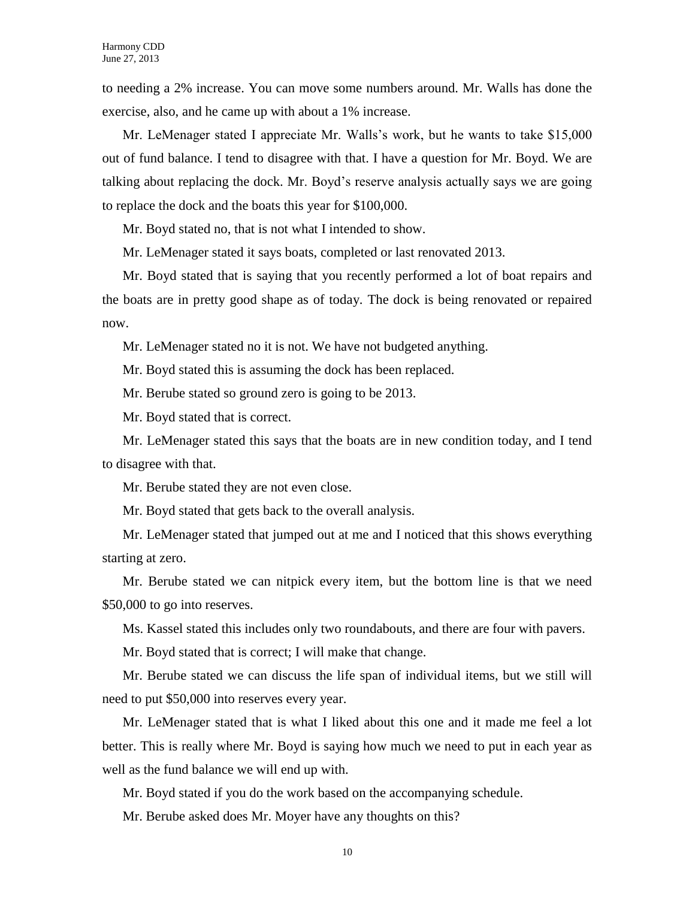to needing a 2% increase. You can move some numbers around. Mr. Walls has done the exercise, also, and he came up with about a 1% increase.

Mr. LeMenager stated I appreciate Mr. Walls's work, but he wants to take $15,000 out of fund balance. I tend to disagree with that. I have a question for Mr. Boyd. We are talking about replacing the dock. Mr. Boyd's reserve analysis actually says we are going to replace the dock and the boats this year for $100,000.

Mr. Boyd stated no, that is not what I intended to show.

Mr. LeMenager stated it says boats, completed or last renovated 2013.

Mr. Boyd stated that is saying that you recently performed a lot of boat repairs and the boats are in pretty good shape as of today. The dock is being renovated or repaired now.

Mr. LeMenager stated no it is not. We have not budgeted anything.

Mr. Boyd stated this is assuming the dock has been replaced.

Mr. Berube stated so ground zero is going to be 2013.

Mr. Boyd stated that is correct.

Mr. LeMenager stated this says that the boats are in new condition today, and I tend to disagree with that.

Mr. Berube stated they are not even close.

Mr. Boyd stated that gets back to the overall analysis.

Mr. LeMenager stated that jumped out at me and I noticed that this shows everything starting at zero.

Mr. Berube stated we can nitpick every item, but the bottom line is that we need $50,000 to go into reserves.

Ms. Kassel stated this includes only two roundabouts, and there are four with pavers.

Mr. Boyd stated that is correct; I will make that change.

Mr. Berube stated we can discuss the life span of individual items, but we still will need to put $50,000 into reserves every year.

Mr. LeMenager stated that is what I liked about this one and it made me feel a lot better. This is really where Mr. Boyd is saying how much we need to put in each year as well as the fund balance we will end up with.

Mr. Boyd stated if you do the work based on the accompanying schedule.

Mr. Berube asked does Mr. Moyer have any thoughts on this?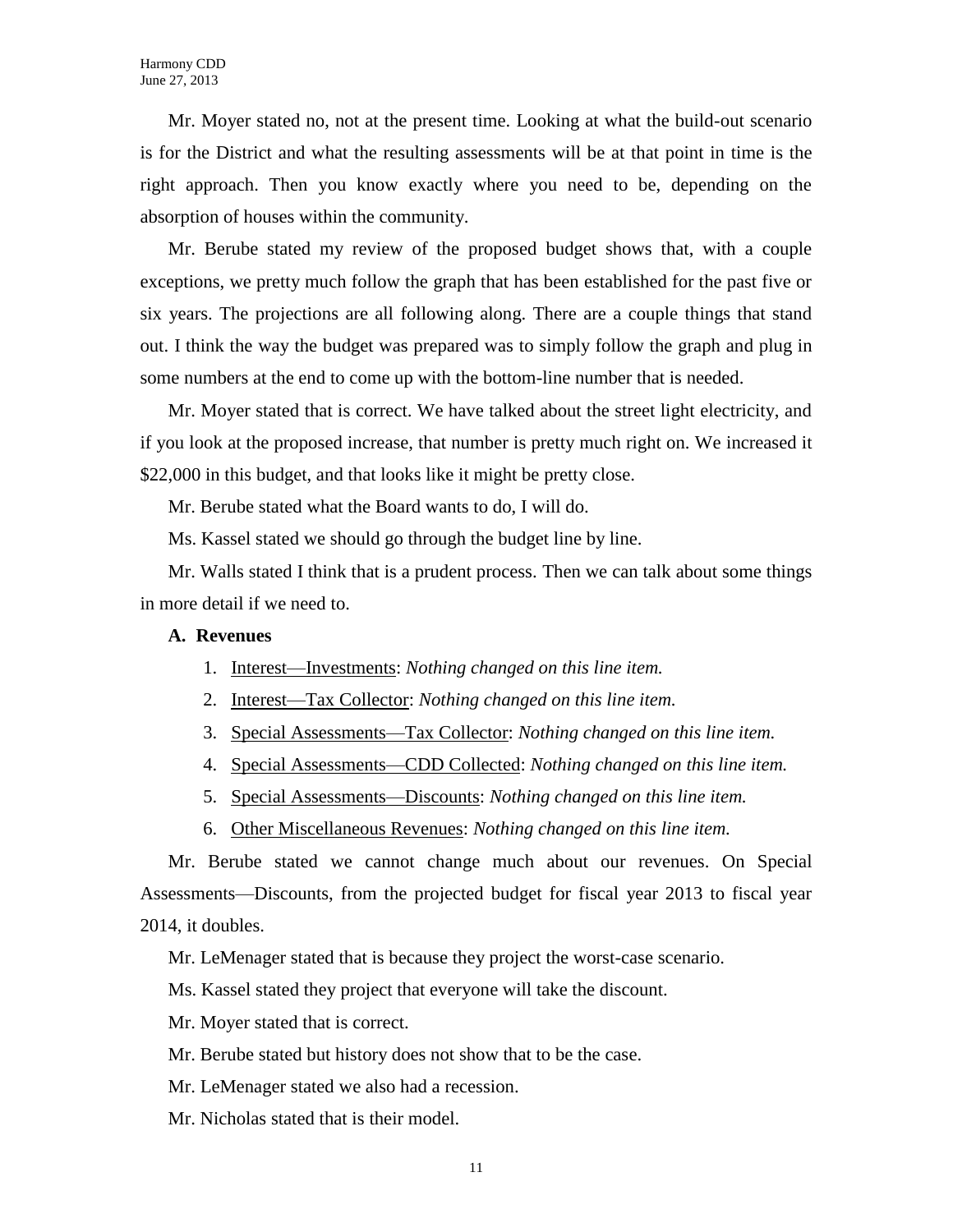Mr. Moyer stated no, not at the present time. Looking at what the build-out scenario is for the District and what the resulting assessments will be at that point in time is the right approach. Then you know exactly where you need to be, depending on the absorption of houses within the community.

Mr. Berube stated my review of the proposed budget shows that, with a couple exceptions, we pretty much follow the graph that has been established for the past five or six years. The projections are all following along. There are a couple things that stand out. I think the way the budget was prepared was to simply follow the graph and plug in some numbers at the end to come up with the bottom-line number that is needed.

Mr. Moyer stated that is correct. We have talked about the street light electricity, and if you look at the proposed increase, that number is pretty much right on. We increased it $22,000 in this budget, and that looks like it might be pretty close.

Mr. Berube stated what the Board wants to do, I will do.

Ms. Kassel stated we should go through the budget line by line.

Mr. Walls stated I think that is a prudent process. Then we can talk about some things in more detail if we need to.

**A. Revenues**

1. Interest—Investments: *Nothing changed on this line item.*
2. Interest—Tax Collector: *Nothing changed on this line item.*
3. Special Assessments—Tax Collector: *Nothing changed on this line item.*
4. Special Assessments—CDD Collected: *Nothing changed on this line item.*
5. Special Assessments—Discounts: *Nothing changed on this line item.*
6. Other Miscellaneous Revenues: *Nothing changed on this line item.*

Mr. Berube stated we cannot change much about our revenues. On Special Assessments—Discounts, from the projected budget for fiscal year 2013 to fiscal year 2014, it doubles.

Mr. LeMenager stated that is because they project the worst-case scenario.

Ms. Kassel stated they project that everyone will take the discount.

Mr. Moyer stated that is correct.

Mr. Berube stated but history does not show that to be the case.

Mr. LeMenager stated we also had a recession.

Mr. Nicholas stated that is their model.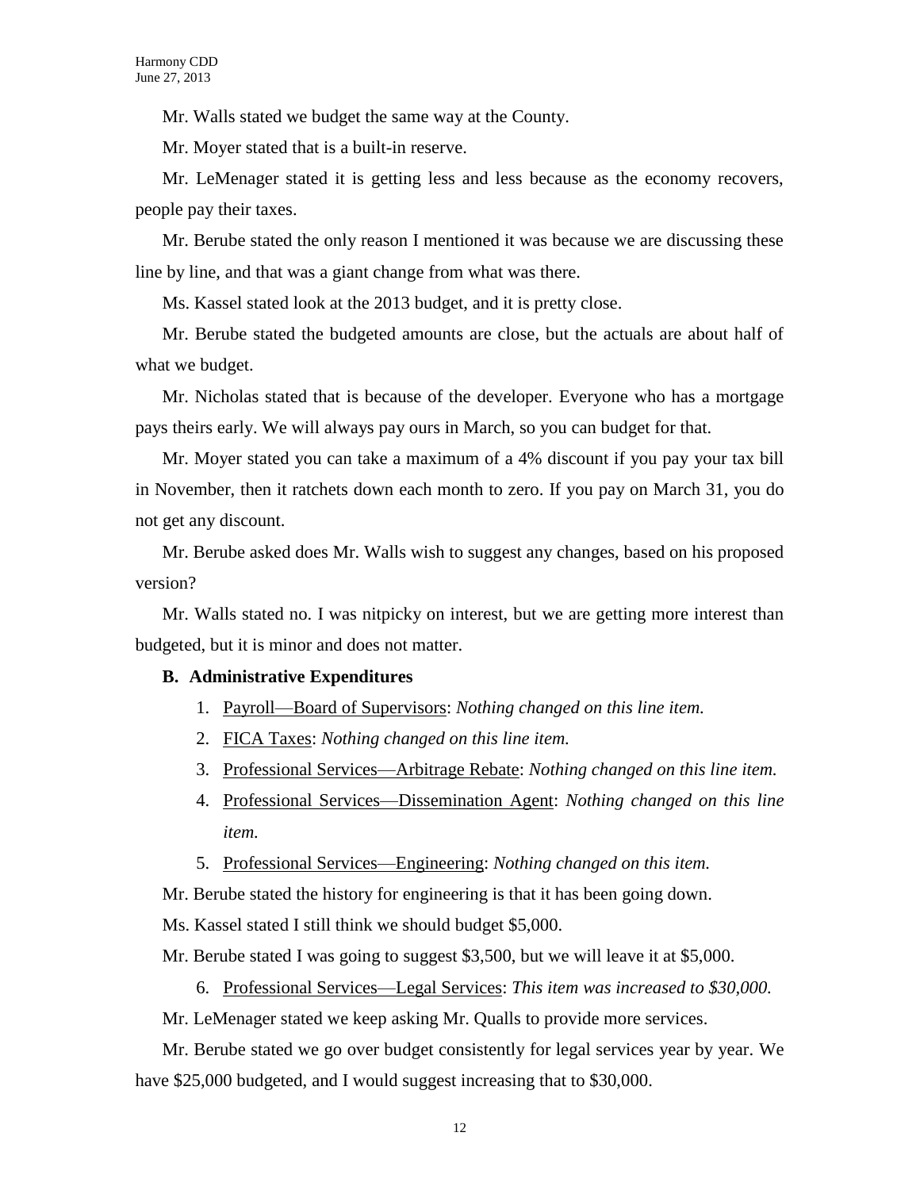Mr. Walls stated we budget the same way at the County.

Mr. Moyer stated that is a built-in reserve.

Mr. LeMenager stated it is getting less and less because as the economy recovers, people pay their taxes.

Mr. Berube stated the only reason I mentioned it was because we are discussing these line by line, and that was a giant change from what was there.

Ms. Kassel stated look at the 2013 budget, and it is pretty close.

Mr. Berube stated the budgeted amounts are close, but the actuals are about half of what we budget.

Mr. Nicholas stated that is because of the developer. Everyone who has a mortgage pays theirs early. We will always pay ours in March, so you can budget for that.

Mr. Moyer stated you can take a maximum of a 4% discount if you pay your tax bill in November, then it ratchets down each month to zero. If you pay on March 31, you do not get any discount.

Mr. Berube asked does Mr. Walls wish to suggest any changes, based on his proposed version?

Mr. Walls stated no. I was nitpicky on interest, but we are getting more interest than budgeted, but it is minor and does not matter.

**B. Administrative Expenditures**

1. Payroll—Board of Supervisors: *Nothing changed on this line item.*
2. FICA Taxes: *Nothing changed on this line item.*
3. Professional Services—Arbitrage Rebate: *Nothing changed on this line item.*
4. Professional Services—Dissemination Agent: *Nothing changed on this line item.*
5. Professional Services—Engineering: *Nothing changed on this item.*

Mr. Berube stated the history for engineering is that it has been going down.

Ms. Kassel stated I still think we should budget $5,000.

Mr. Berube stated I was going to suggest $3,500, but we will leave it at $5,000.

6. Professional Services—Legal Services: *This item was increased to $30,000.*

Mr. LeMenager stated we keep asking Mr. Qualls to provide more services.

Mr. Berube stated we go over budget consistently for legal services year by year. We have $25,000 budgeted, and I would suggest increasing that to $30,000.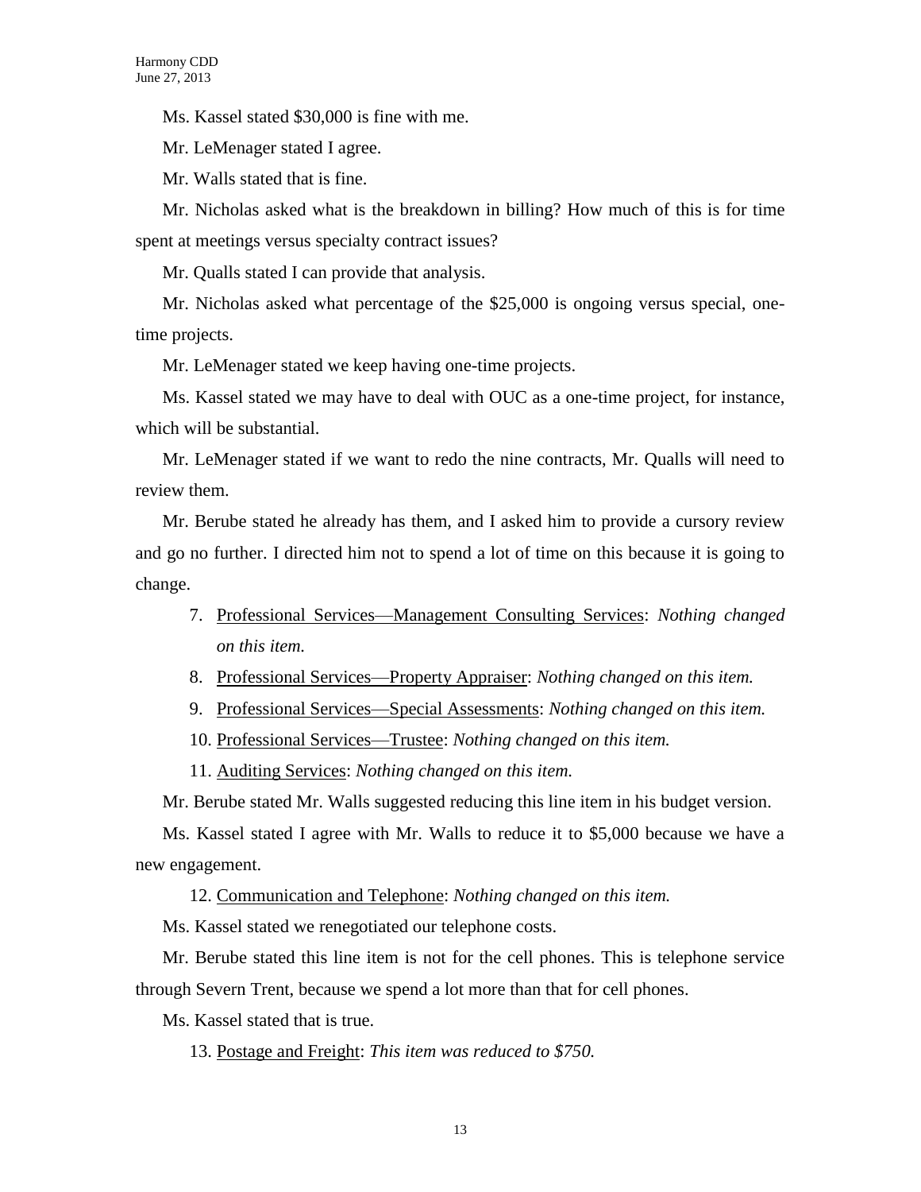Ms. Kassel stated $30,000 is fine with me.

Mr. LeMenager stated I agree.

Mr. Walls stated that is fine.

Mr. Nicholas asked what is the breakdown in billing? How much of this is for time spent at meetings versus specialty contract issues?

Mr. Qualls stated I can provide that analysis.

Mr. Nicholas asked what percentage of the $25,000 is ongoing versus special, one-time projects.

Mr. LeMenager stated we keep having one-time projects.

Ms. Kassel stated we may have to deal with OUC as a one-time project, for instance, which will be substantial.

Mr. LeMenager stated if we want to redo the nine contracts, Mr. Qualls will need to review them.

Mr. Berube stated he already has them, and I asked him to provide a cursory review and go no further. I directed him not to spend a lot of time on this because it is going to change.

7. Professional Services—Management Consulting Services: *Nothing changed on this item.*
8. Professional Services—Property Appraiser: *Nothing changed on this item.*
9. Professional Services—Special Assessments: *Nothing changed on this item.*
10. Professional Services—Trustee: *Nothing changed on this item.*
11. Auditing Services: *Nothing changed on this item.*

Mr. Berube stated Mr. Walls suggested reducing this line item in his budget version.

Ms. Kassel stated I agree with Mr. Walls to reduce it to $5,000 because we have a new engagement.

12. Communication and Telephone: *Nothing changed on this item.*

Ms. Kassel stated we renegotiated our telephone costs.

Mr. Berube stated this line item is not for the cell phones. This is telephone service through Severn Trent, because we spend a lot more than that for cell phones.

Ms. Kassel stated that is true.

13. Postage and Freight: *This item was reduced to $750.*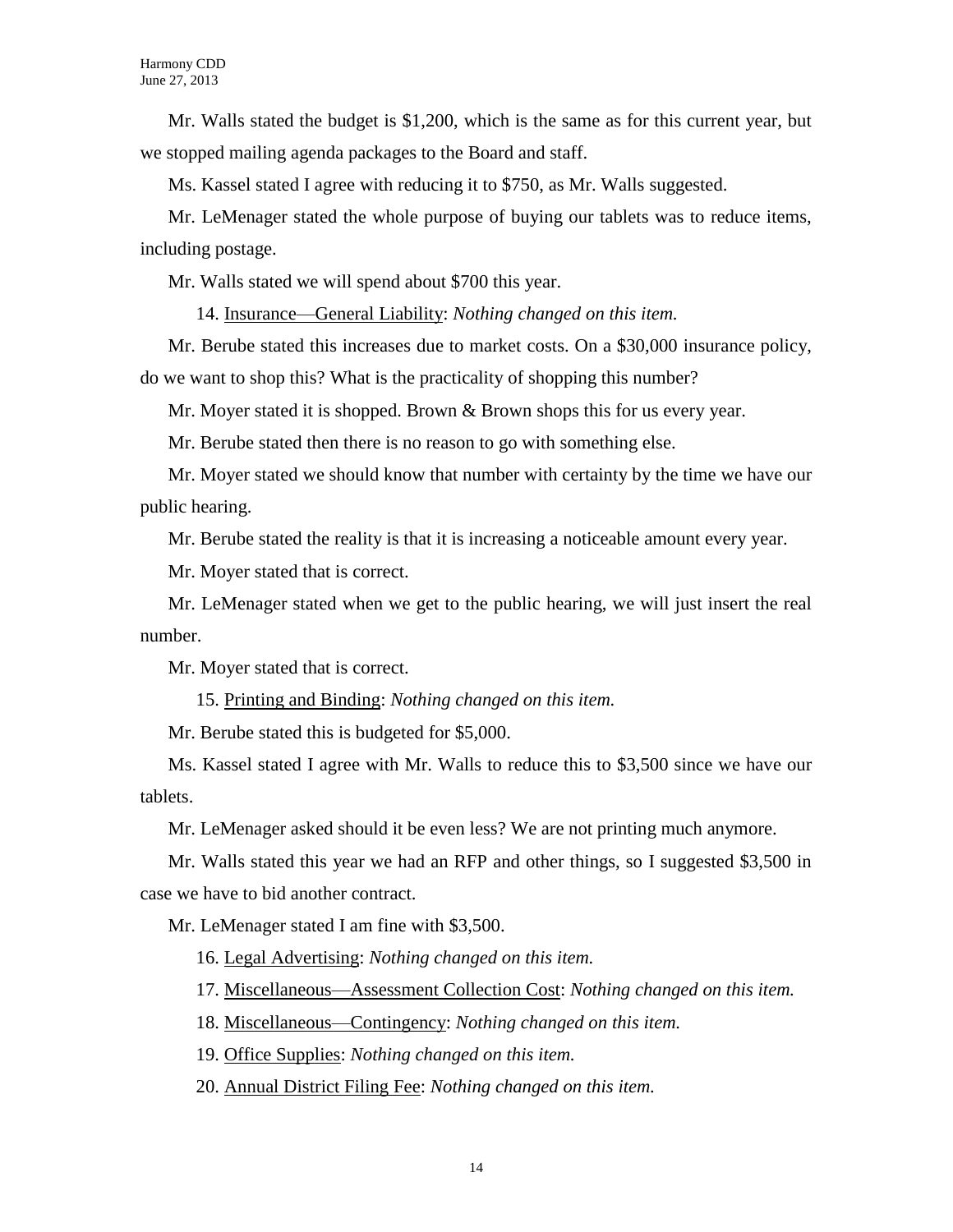Mr. Walls stated the budget is $1,200, which is the same as for this current year, but we stopped mailing agenda packages to the Board and staff.

Ms. Kassel stated I agree with reducing it to $750, as Mr. Walls suggested.

Mr. LeMenager stated the whole purpose of buying our tablets was to reduce items, including postage.

Mr. Walls stated we will spend about $700 this year.

14. Insurance—General Liability: *Nothing changed on this item.*

Mr. Berube stated this increases due to market costs. On a $30,000 insurance policy, do we want to shop this? What is the practicality of shopping this number?

Mr. Moyer stated it is shopped. Brown & Brown shops this for us every year.

Mr. Berube stated then there is no reason to go with something else.

Mr. Moyer stated we should know that number with certainty by the time we have our public hearing.

Mr. Berube stated the reality is that it is increasing a noticeable amount every year.

Mr. Moyer stated that is correct.

Mr. LeMenager stated when we get to the public hearing, we will just insert the real number.

Mr. Moyer stated that is correct.

15. Printing and Binding: *Nothing changed on this item.*

Mr. Berube stated this is budgeted for $5,000.

Ms. Kassel stated I agree with Mr. Walls to reduce this to $3,500 since we have our tablets.

Mr. LeMenager asked should it be even less? We are not printing much anymore.

Mr. Walls stated this year we had an RFP and other things, so I suggested $3,500 in case we have to bid another contract.

Mr. LeMenager stated I am fine with $3,500.

16. Legal Advertising: *Nothing changed on this item.*

17. Miscellaneous—Assessment Collection Cost: *Nothing changed on this item.*

18. Miscellaneous—Contingency: *Nothing changed on this item.*

19. Office Supplies: *Nothing changed on this item.*

20. Annual District Filing Fee: *Nothing changed on this item.*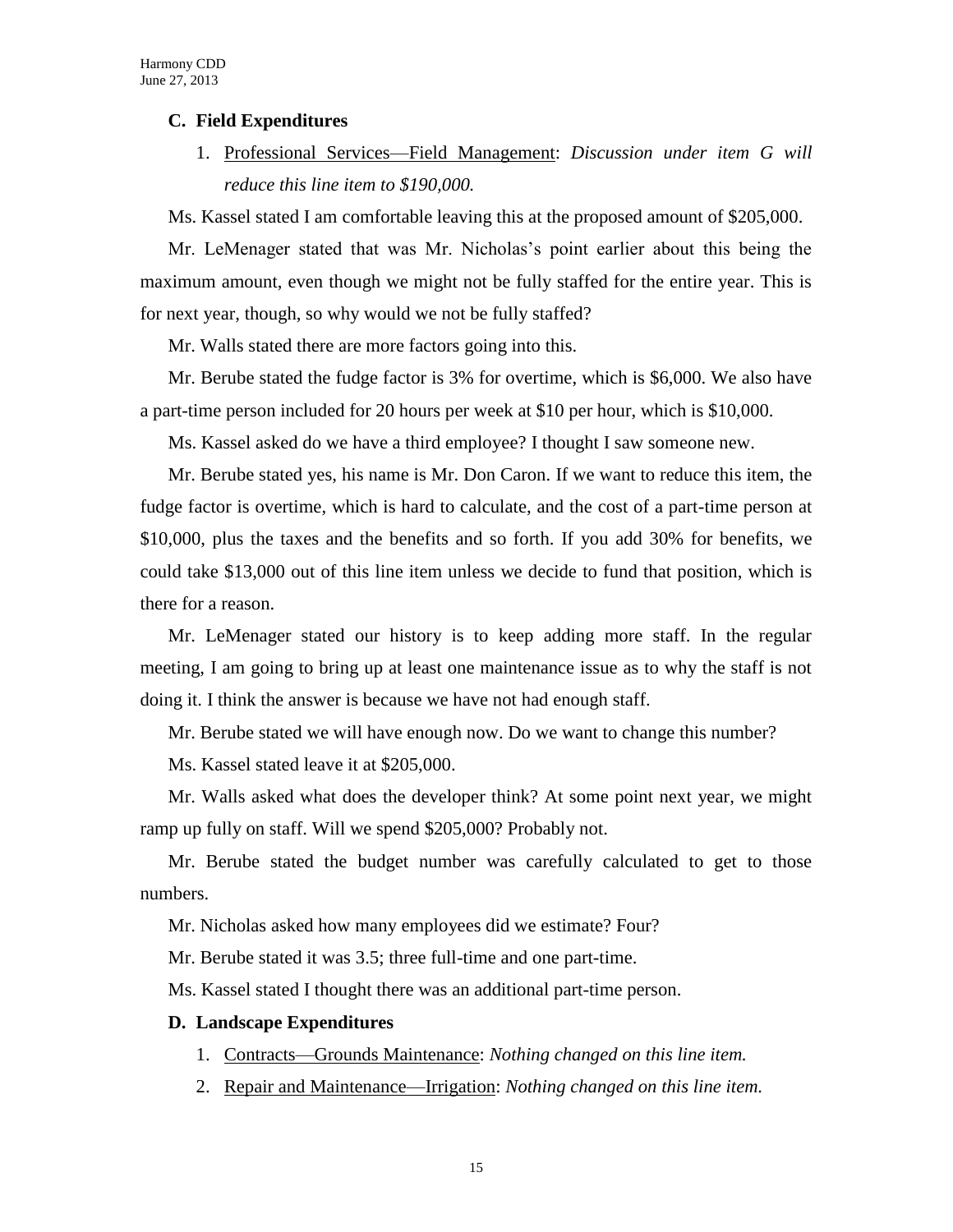### C. Field Expenditures

1. Professional Services—Field Management: *Discussion under item G will reduce this line item to $190,000.*

Ms. Kassel stated I am comfortable leaving this at the proposed amount of $205,000.

Mr. LeMenager stated that was Mr. Nicholas's point earlier about this being the maximum amount, even though we might not be fully staffed for the entire year. This is for next year, though, so why would we not be fully staffed?

Mr. Walls stated there are more factors going into this.

Mr. Berube stated the fudge factor is 3% for overtime, which is $6,000. We also have a part-time person included for 20 hours per week at $10 per hour, which is $10,000.

Ms. Kassel asked do we have a third employee? I thought I saw someone new.

Mr. Berube stated yes, his name is Mr. Don Caron. If we want to reduce this item, the fudge factor is overtime, which is hard to calculate, and the cost of a part-time person at $10,000, plus the taxes and the benefits and so forth. If you add 30% for benefits, we could take $13,000 out of this line item unless we decide to fund that position, which is there for a reason.

Mr. LeMenager stated our history is to keep adding more staff. In the regular meeting, I am going to bring up at least one maintenance issue as to why the staff is not doing it. I think the answer is because we have not had enough staff.

Mr. Berube stated we will have enough now. Do we want to change this number?

Ms. Kassel stated leave it at $205,000.

Mr. Walls asked what does the developer think? At some point next year, we might ramp up fully on staff. Will we spend $205,000? Probably not.

Mr. Berube stated the budget number was carefully calculated to get to those numbers.

Mr. Nicholas asked how many employees did we estimate? Four?

Mr. Berube stated it was 3.5; three full-time and one part-time.

Ms. Kassel stated I thought there was an additional part-time person.

### D. Landscape Expenditures

1. Contracts—Grounds Maintenance: *Nothing changed on this line item.*
2. Repair and Maintenance—Irrigation: *Nothing changed on this line item.*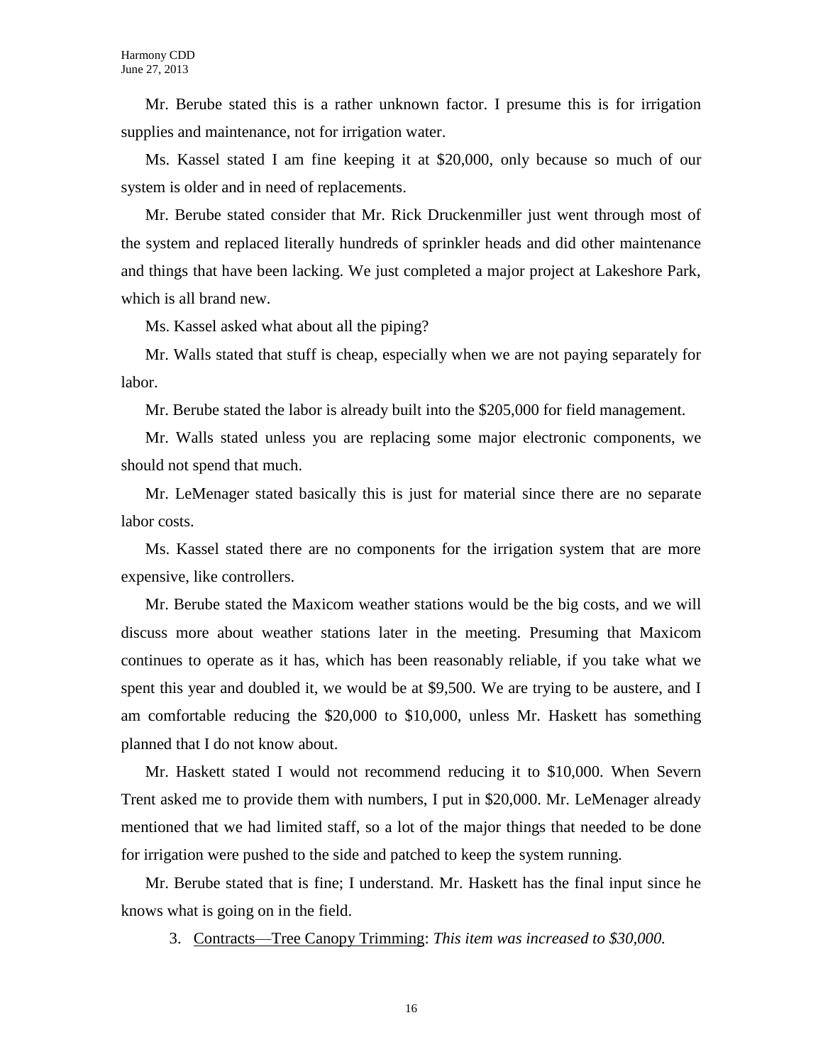Mr. Berube stated this is a rather unknown factor. I presume this is for irrigation supplies and maintenance, not for irrigation water.

Ms. Kassel stated I am fine keeping it at $20,000, only because so much of our system is older and in need of replacements.

Mr. Berube stated consider that Mr. Rick Druckenmiller just went through most of the system and replaced literally hundreds of sprinkler heads and did other maintenance and things that have been lacking. We just completed a major project at Lakeshore Park, which is all brand new.

Ms. Kassel asked what about all the piping?

Mr. Walls stated that stuff is cheap, especially when we are not paying separately for labor.

Mr. Berube stated the labor is already built into the $205,000 for field management.

Mr. Walls stated unless you are replacing some major electronic components, we should not spend that much.

Mr. LeMenager stated basically this is just for material since there are no separate labor costs.

Ms. Kassel stated there are no components for the irrigation system that are more expensive, like controllers.

Mr. Berube stated the Maxicom weather stations would be the big costs, and we will discuss more about weather stations later in the meeting. Presuming that Maxicom continues to operate as it has, which has been reasonably reliable, if you take what we spent this year and doubled it, we would be at $9,500. We are trying to be austere, and I am comfortable reducing the $20,000 to $10,000, unless Mr. Haskett has something planned that I do not know about.

Mr. Haskett stated I would not recommend reducing it to $10,000. When Severn Trent asked me to provide them with numbers, I put in $20,000. Mr. LeMenager already mentioned that we had limited staff, so a lot of the major things that needed to be done for irrigation were pushed to the side and patched to keep the system running.

Mr. Berube stated that is fine; I understand. Mr. Haskett has the final input since he knows what is going on in the field.

3. Contracts—Tree Canopy Trimming: *This item was increased to $30,000.*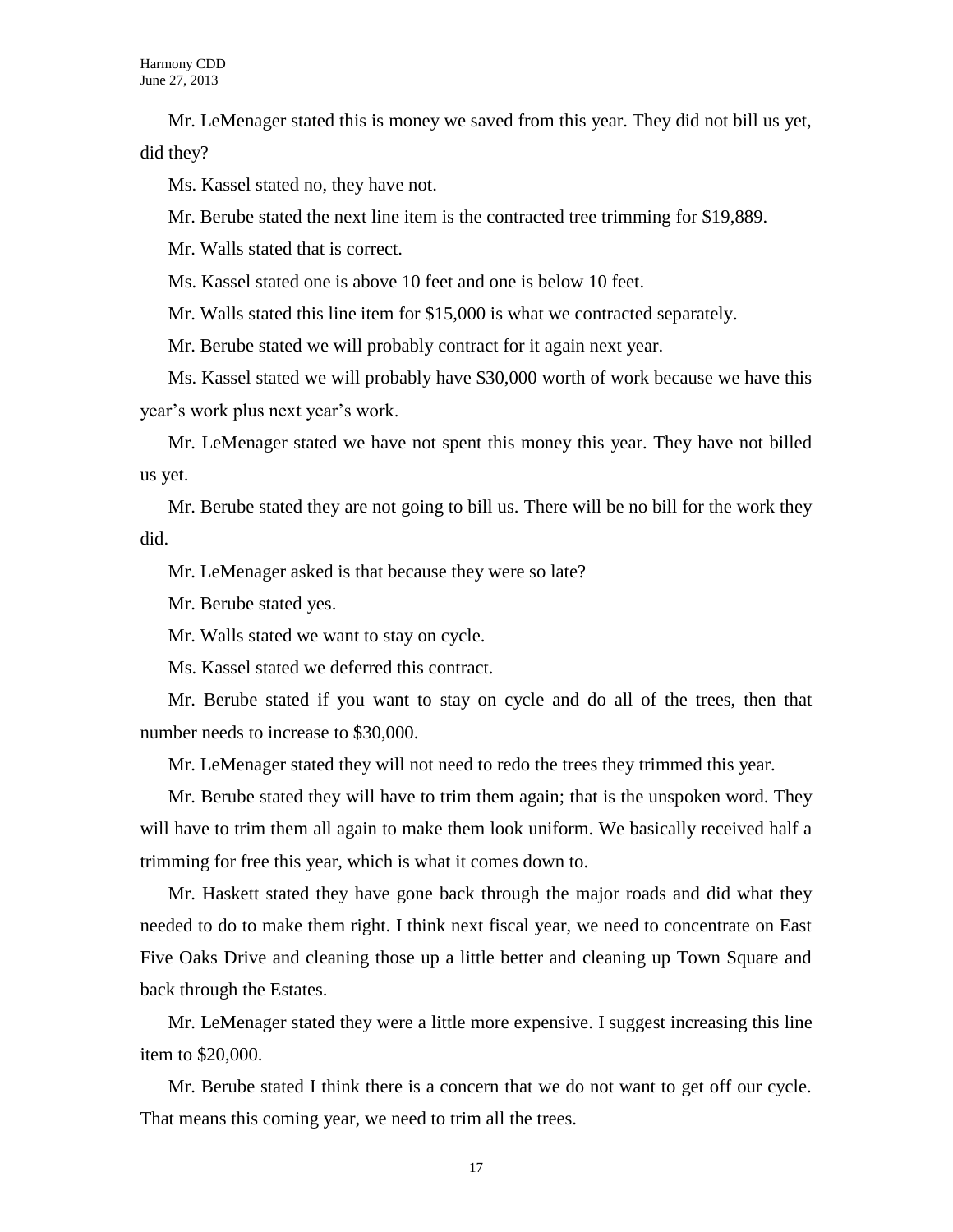Mr. LeMenager stated this is money we saved from this year. They did not bill us yet, did they?

Ms. Kassel stated no, they have not.

Mr. Berube stated the next line item is the contracted tree trimming for $19,889.

Mr. Walls stated that is correct.

Ms. Kassel stated one is above 10 feet and one is below 10 feet.

Mr. Walls stated this line item for $15,000 is what we contracted separately.

Mr. Berube stated we will probably contract for it again next year.

Ms. Kassel stated we will probably have $30,000 worth of work because we have this year's work plus next year's work.

Mr. LeMenager stated we have not spent this money this year. They have not billed us yet.

Mr. Berube stated they are not going to bill us. There will be no bill for the work they did.

Mr. LeMenager asked is that because they were so late?

Mr. Berube stated yes.

Mr. Walls stated we want to stay on cycle.

Ms. Kassel stated we deferred this contract.

Mr. Berube stated if you want to stay on cycle and do all of the trees, then that number needs to increase to $30,000.

Mr. LeMenager stated they will not need to redo the trees they trimmed this year.

Mr. Berube stated they will have to trim them again; that is the unspoken word. They will have to trim them all again to make them look uniform. We basically received half a trimming for free this year, which is what it comes down to.

Mr. Haskett stated they have gone back through the major roads and did what they needed to do to make them right. I think next fiscal year, we need to concentrate on East Five Oaks Drive and cleaning those up a little better and cleaning up Town Square and back through the Estates.

Mr. LeMenager stated they were a little more expensive. I suggest increasing this line item to $20,000.

Mr. Berube stated I think there is a concern that we do not want to get off our cycle. That means this coming year, we need to trim all the trees.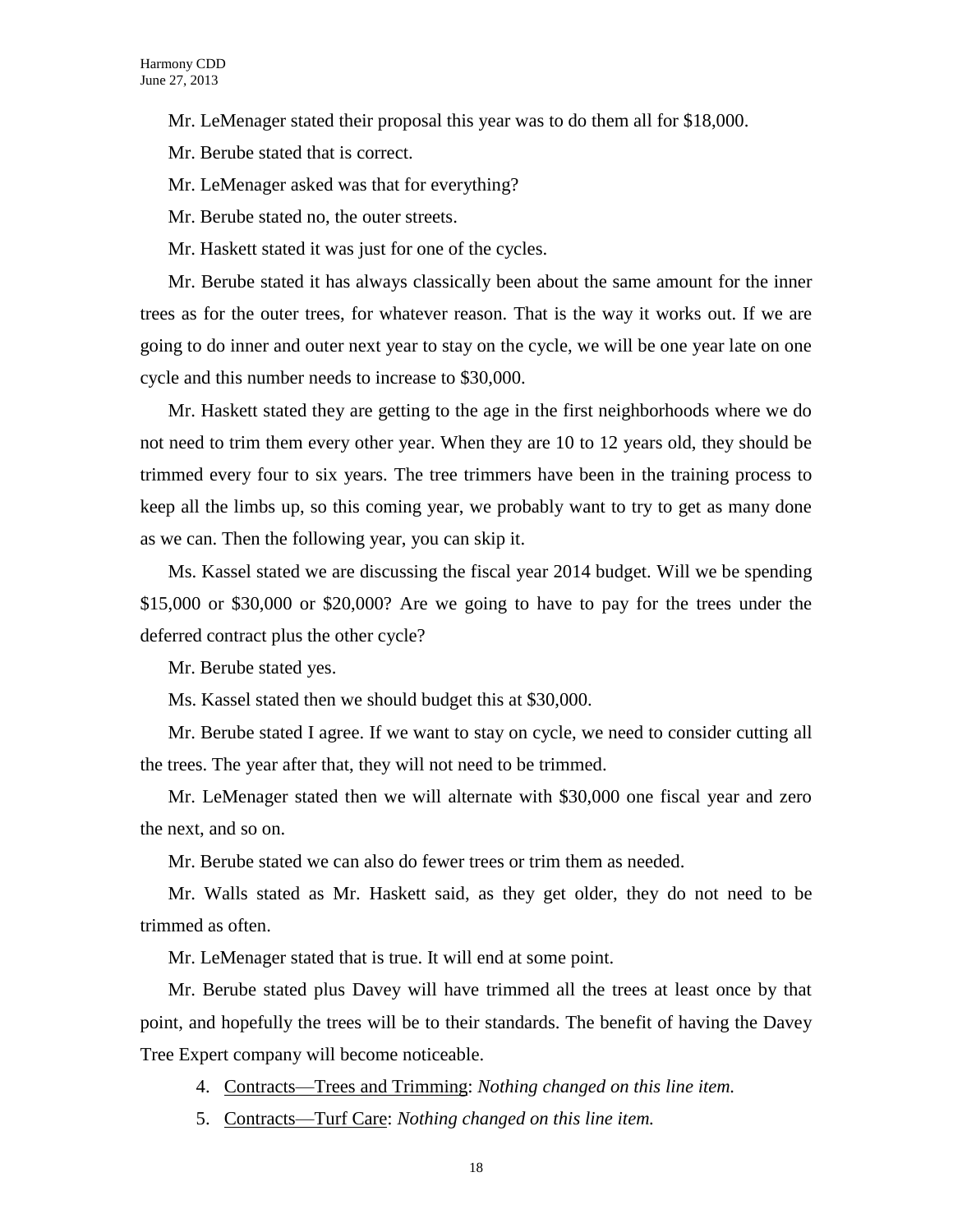Mr. LeMenager stated their proposal this year was to do them all for $18,000.

Mr. Berube stated that is correct.

Mr. LeMenager asked was that for everything?

Mr. Berube stated no, the outer streets.

Mr. Haskett stated it was just for one of the cycles.

Mr. Berube stated it has always classically been about the same amount for the inner trees as for the outer trees, for whatever reason. That is the way it works out. If we are going to do inner and outer next year to stay on the cycle, we will be one year late on one cycle and this number needs to increase to $30,000.

Mr. Haskett stated they are getting to the age in the first neighborhoods where we do not need to trim them every other year. When they are 10 to 12 years old, they should be trimmed every four to six years. The tree trimmers have been in the training process to keep all the limbs up, so this coming year, we probably want to try to get as many done as we can. Then the following year, you can skip it.

Ms. Kassel stated we are discussing the fiscal year 2014 budget. Will we be spending $15,000 or $30,000 or $20,000? Are we going to have to pay for the trees under the deferred contract plus the other cycle?

Mr. Berube stated yes.

Ms. Kassel stated then we should budget this at $30,000.

Mr. Berube stated I agree. If we want to stay on cycle, we need to consider cutting all the trees. The year after that, they will not need to be trimmed.

Mr. LeMenager stated then we will alternate with $30,000 one fiscal year and zero the next, and so on.

Mr. Berube stated we can also do fewer trees or trim them as needed.

Mr. Walls stated as Mr. Haskett said, as they get older, they do not need to be trimmed as often.

Mr. LeMenager stated that is true. It will end at some point.

Mr. Berube stated plus Davey will have trimmed all the trees at least once by that point, and hopefully the trees will be to their standards. The benefit of having the Davey Tree Expert company will become noticeable.

4. Contracts—Trees and Trimming: *Nothing changed on this line item.*
5. Contracts—Turf Care: *Nothing changed on this line item.*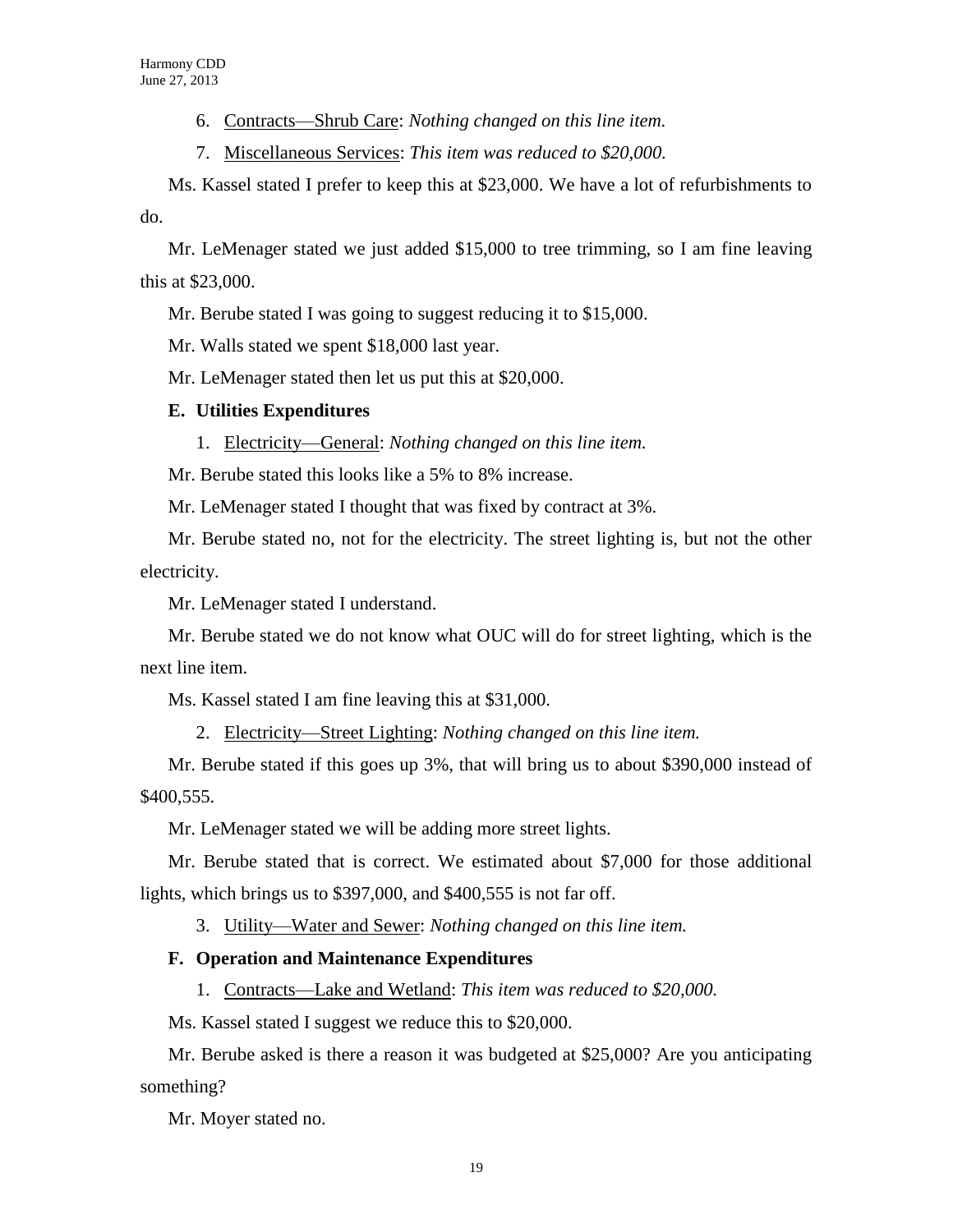6. Contracts—Shrub Care: *Nothing changed on this line item.*

7. Miscellaneous Services: *This item was reduced to $20,000.*

Ms. Kassel stated I prefer to keep this at $23,000. We have a lot of refurbishments to do.

Mr. LeMenager stated we just added $15,000 to tree trimming, so I am fine leaving this at $23,000.

Mr. Berube stated I was going to suggest reducing it to $15,000.

Mr. Walls stated we spent $18,000 last year.

Mr. LeMenager stated then let us put this at $20,000.

**E. Utilities Expenditures**

1. Electricity—General: *Nothing changed on this line item.*

Mr. Berube stated this looks like a 5% to 8% increase.

Mr. LeMenager stated I thought that was fixed by contract at 3%.

Mr. Berube stated no, not for the electricity. The street lighting is, but not the other electricity.

Mr. LeMenager stated I understand.

Mr. Berube stated we do not know what OUC will do for street lighting, which is the next line item.

Ms. Kassel stated I am fine leaving this at $31,000.

2. Electricity—Street Lighting: *Nothing changed on this line item.*

Mr. Berube stated if this goes up 3%, that will bring us to about $390,000 instead of $400,555.

Mr. LeMenager stated we will be adding more street lights.

Mr. Berube stated that is correct. We estimated about $7,000 for those additional lights, which brings us to $397,000, and $400,555 is not far off.

3. Utility—Water and Sewer: *Nothing changed on this line item.*

**F. Operation and Maintenance Expenditures**

1. Contracts—Lake and Wetland: *This item was reduced to $20,000.*

Ms. Kassel stated I suggest we reduce this to $20,000.

Mr. Berube asked is there a reason it was budgeted at $25,000? Are you anticipating something?

Mr. Moyer stated no.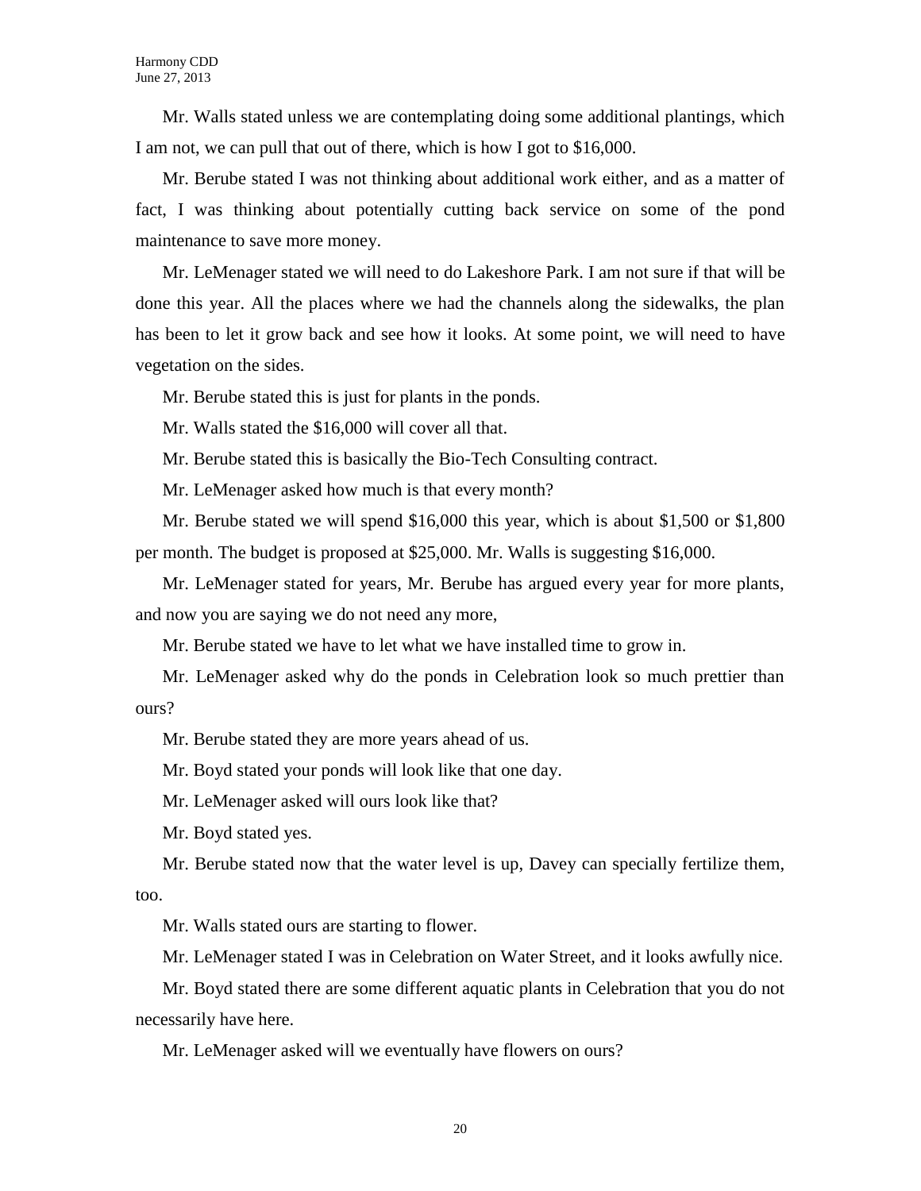Mr. Walls stated unless we are contemplating doing some additional plantings, which I am not, we can pull that out of there, which is how I got to $16,000.

Mr. Berube stated I was not thinking about additional work either, and as a matter of fact, I was thinking about potentially cutting back service on some of the pond maintenance to save more money.

Mr. LeMenager stated we will need to do Lakeshore Park. I am not sure if that will be done this year. All the places where we had the channels along the sidewalks, the plan has been to let it grow back and see how it looks. At some point, we will need to have vegetation on the sides.

Mr. Berube stated this is just for plants in the ponds.

Mr. Walls stated the $16,000 will cover all that.

Mr. Berube stated this is basically the Bio-Tech Consulting contract.

Mr. LeMenager asked how much is that every month?

Mr. Berube stated we will spend $16,000 this year, which is about $1,500 or $1,800 per month. The budget is proposed at $25,000. Mr. Walls is suggesting $16,000.

Mr. LeMenager stated for years, Mr. Berube has argued every year for more plants, and now you are saying we do not need any more,

Mr. Berube stated we have to let what we have installed time to grow in.

Mr. LeMenager asked why do the ponds in Celebration look so much prettier than ours?

Mr. Berube stated they are more years ahead of us.

Mr. Boyd stated your ponds will look like that one day.

Mr. LeMenager asked will ours look like that?

Mr. Boyd stated yes.

Mr. Berube stated now that the water level is up, Davey can specially fertilize them, too.

Mr. Walls stated ours are starting to flower.

Mr. LeMenager stated I was in Celebration on Water Street, and it looks awfully nice.

Mr. Boyd stated there are some different aquatic plants in Celebration that you do not necessarily have here.

Mr. LeMenager asked will we eventually have flowers on ours?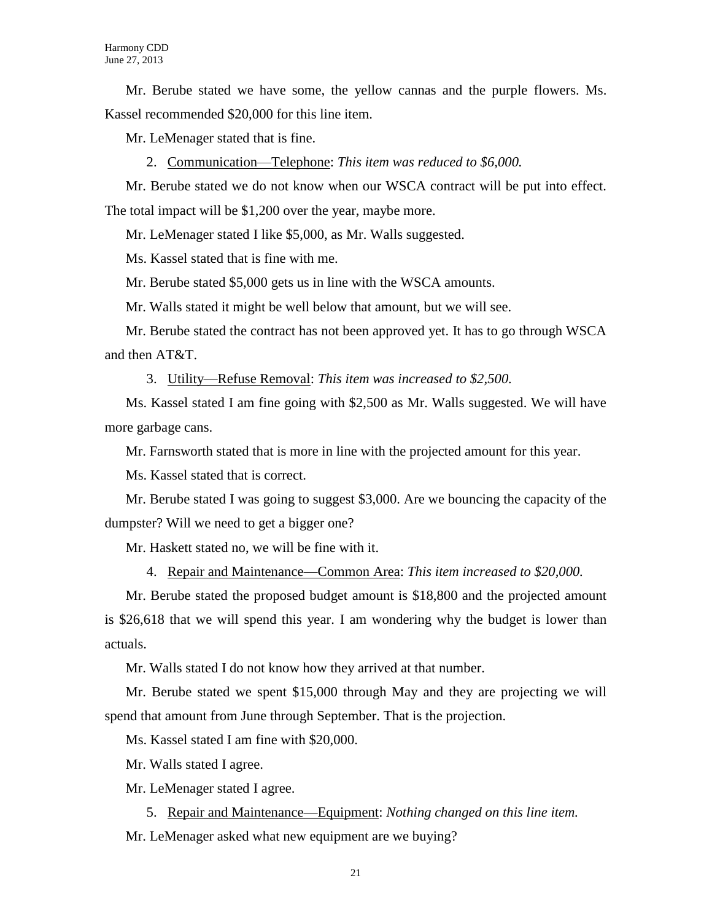Mr. Berube stated we have some, the yellow cannas and the purple flowers. Ms. Kassel recommended $20,000 for this line item.

Mr. LeMenager stated that is fine.

2. Communication—Telephone: *This item was reduced to $6,000.*

Mr. Berube stated we do not know when our WSCA contract will be put into effect. The total impact will be $1,200 over the year, maybe more.

Mr. LeMenager stated I like $5,000, as Mr. Walls suggested.

Ms. Kassel stated that is fine with me.

Mr. Berube stated $5,000 gets us in line with the WSCA amounts.

Mr. Walls stated it might be well below that amount, but we will see.

Mr. Berube stated the contract has not been approved yet. It has to go through WSCA and then AT&T.

3. Utility—Refuse Removal: *This item was increased to $2,500.*

Ms. Kassel stated I am fine going with $2,500 as Mr. Walls suggested. We will have more garbage cans.

Mr. Farnsworth stated that is more in line with the projected amount for this year.

Ms. Kassel stated that is correct.

Mr. Berube stated I was going to suggest $3,000. Are we bouncing the capacity of the dumpster? Will we need to get a bigger one?

Mr. Haskett stated no, we will be fine with it.

4. Repair and Maintenance—Common Area: *This item increased to $20,000.*

Mr. Berube stated the proposed budget amount is $18,800 and the projected amount is $26,618 that we will spend this year. I am wondering why the budget is lower than actuals.

Mr. Walls stated I do not know how they arrived at that number.

Mr. Berube stated we spent $15,000 through May and they are projecting we will spend that amount from June through September. That is the projection.

Ms. Kassel stated I am fine with $20,000.

Mr. Walls stated I agree.

Mr. LeMenager stated I agree.

5. Repair and Maintenance—Equipment: *Nothing changed on this line item.*

Mr. LeMenager asked what new equipment are we buying?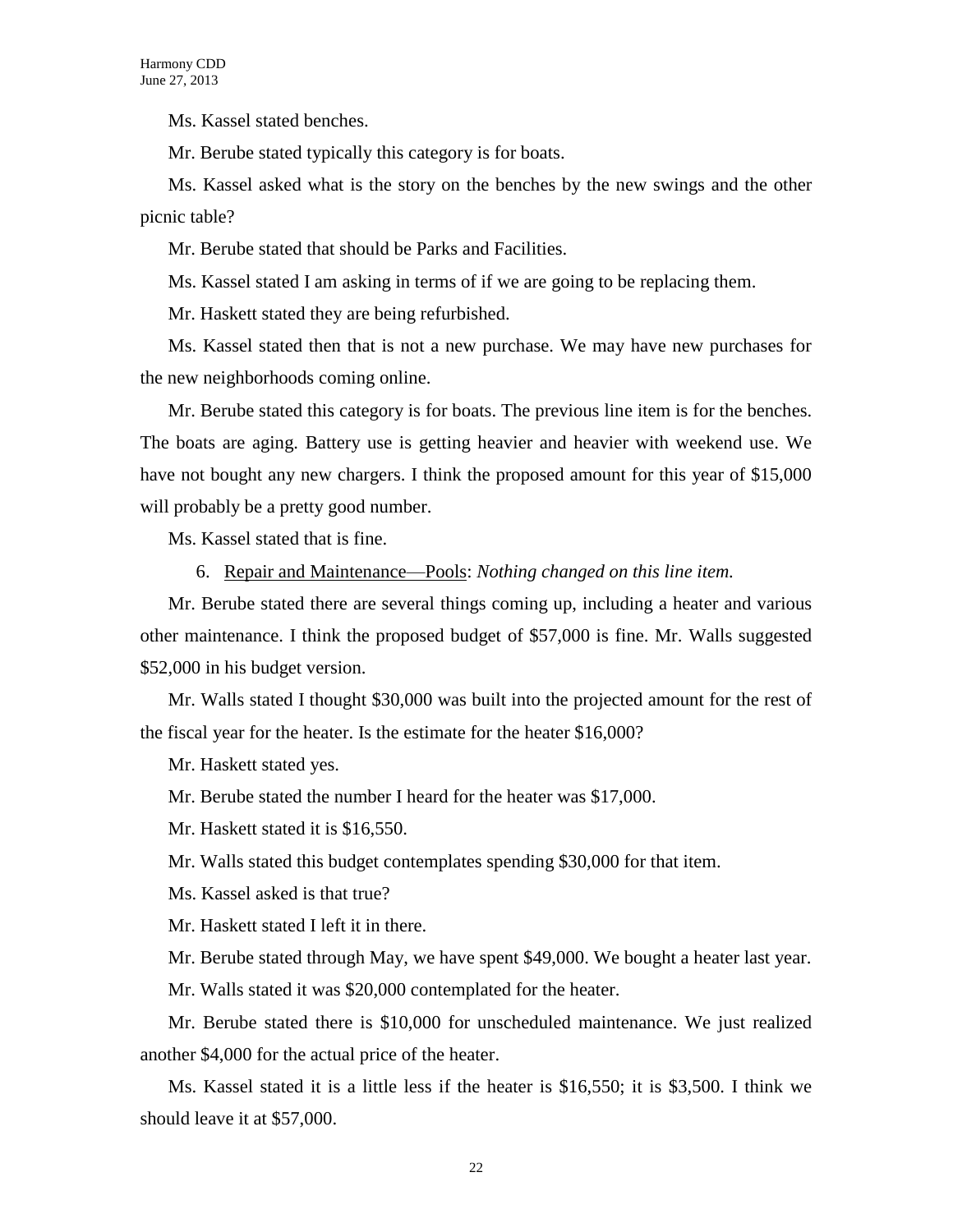Ms. Kassel stated benches.

Mr. Berube stated typically this category is for boats.

Ms. Kassel asked what is the story on the benches by the new swings and the other picnic table?

Mr. Berube stated that should be Parks and Facilities.

Ms. Kassel stated I am asking in terms of if we are going to be replacing them.

Mr. Haskett stated they are being refurbished.

Ms. Kassel stated then that is not a new purchase. We may have new purchases for the new neighborhoods coming online.

Mr. Berube stated this category is for boats. The previous line item is for the benches. The boats are aging. Battery use is getting heavier and heavier with weekend use. We have not bought any new chargers. I think the proposed amount for this year of $15,000 will probably be a pretty good number.

Ms. Kassel stated that is fine.

6. Repair and Maintenance—Pools: *Nothing changed on this line item.*

Mr. Berube stated there are several things coming up, including a heater and various other maintenance. I think the proposed budget of $57,000 is fine. Mr. Walls suggested $52,000 in his budget version.

Mr. Walls stated I thought $30,000 was built into the projected amount for the rest of the fiscal year for the heater. Is the estimate for the heater $16,000?

Mr. Haskett stated yes.

Mr. Berube stated the number I heard for the heater was $17,000.

Mr. Haskett stated it is $16,550.

Mr. Walls stated this budget contemplates spending $30,000 for that item.

Ms. Kassel asked is that true?

Mr. Haskett stated I left it in there.

Mr. Berube stated through May, we have spent $49,000. We bought a heater last year.

Mr. Walls stated it was $20,000 contemplated for the heater.

Mr. Berube stated there is $10,000 for unscheduled maintenance. We just realized another $4,000 for the actual price of the heater.

Ms. Kassel stated it is a little less if the heater is $16,550; it is $3,500. I think we should leave it at $57,000.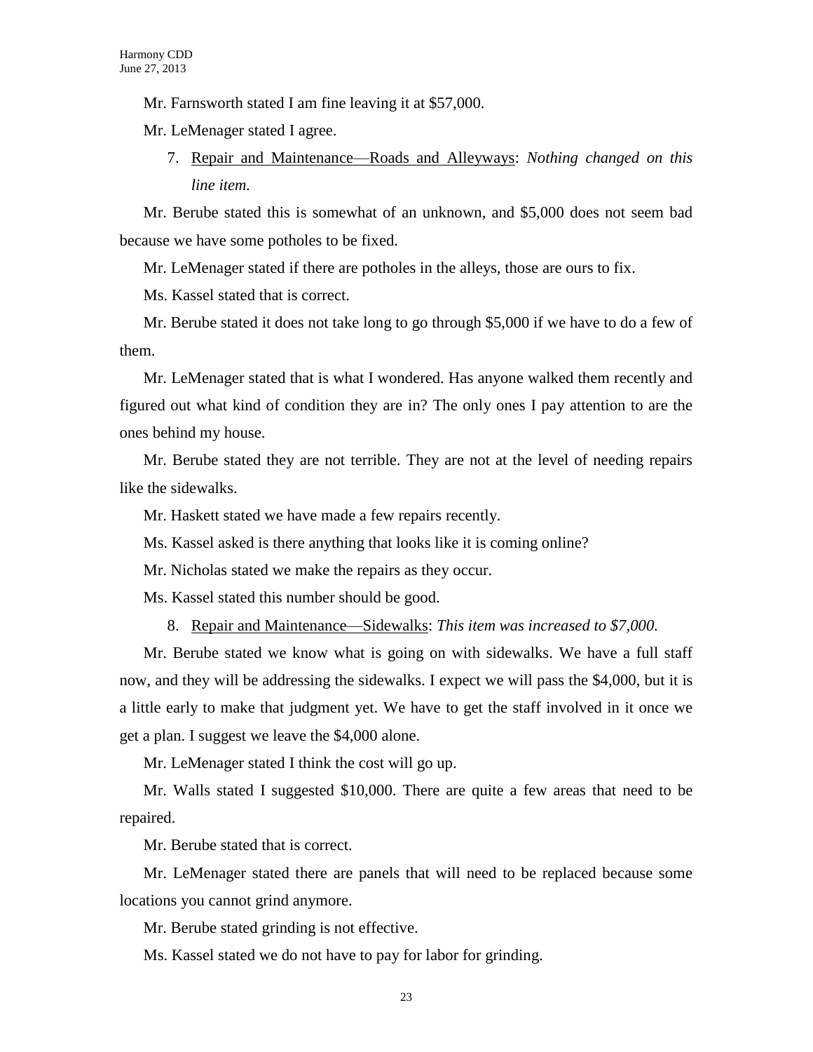Mr. Farnsworth stated I am fine leaving it at $57,000.

Mr. LeMenager stated I agree.

7. Repair and Maintenance—Roads and Alleyways: *Nothing changed on this line item.*

Mr. Berube stated this is somewhat of an unknown, and $5,000 does not seem bad because we have some potholes to be fixed.

Mr. LeMenager stated if there are potholes in the alleys, those are ours to fix.

Ms. Kassel stated that is correct.

Mr. Berube stated it does not take long to go through $5,000 if we have to do a few of them.

Mr. LeMenager stated that is what I wondered. Has anyone walked them recently and figured out what kind of condition they are in? The only ones I pay attention to are the ones behind my house.

Mr. Berube stated they are not terrible. They are not at the level of needing repairs like the sidewalks.

Mr. Haskett stated we have made a few repairs recently.

Ms. Kassel asked is there anything that looks like it is coming online?

Mr. Nicholas stated we make the repairs as they occur.

Ms. Kassel stated this number should be good.

8. Repair and Maintenance—Sidewalks: *This item was increased to $7,000.*

Mr. Berube stated we know what is going on with sidewalks. We have a full staff now, and they will be addressing the sidewalks. I expect we will pass the $4,000, but it is a little early to make that judgment yet. We have to get the staff involved in it once we get a plan. I suggest we leave the $4,000 alone.

Mr. LeMenager stated I think the cost will go up.

Mr. Walls stated I suggested $10,000. There are quite a few areas that need to be repaired.

Mr. Berube stated that is correct.

Mr. LeMenager stated there are panels that will need to be replaced because some locations you cannot grind anymore.

Mr. Berube stated grinding is not effective.

Ms. Kassel stated we do not have to pay for labor for grinding.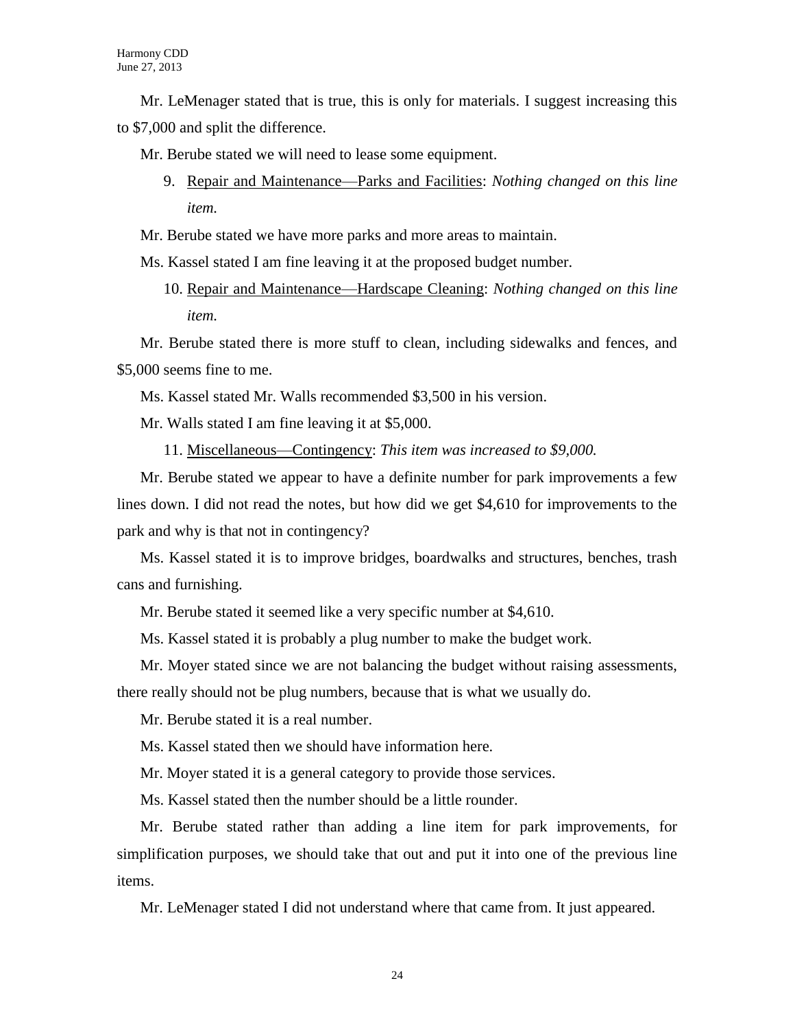Mr. LeMenager stated that is true, this is only for materials. I suggest increasing this to $7,000 and split the difference.

Mr. Berube stated we will need to lease some equipment.

9. <u>Repair and Maintenance—Parks and Facilities</u>: *Nothing changed on this line item.*

Mr. Berube stated we have more parks and more areas to maintain.

Ms. Kassel stated I am fine leaving it at the proposed budget number.

10. <u>Repair and Maintenance—Hardscape Cleaning</u>: *Nothing changed on this line item.*

Mr. Berube stated there is more stuff to clean, including sidewalks and fences, and $5,000 seems fine to me.

Ms. Kassel stated Mr. Walls recommended $3,500 in his version.

Mr. Walls stated I am fine leaving it at $5,000.

11. <u>Miscellaneous—Contingency</u>: *This item was increased to $9,000.*

Mr. Berube stated we appear to have a definite number for park improvements a few lines down. I did not read the notes, but how did we get $4,610 for improvements to the park and why is that not in contingency?

Ms. Kassel stated it is to improve bridges, boardwalks and structures, benches, trash cans and furnishing.

Mr. Berube stated it seemed like a very specific number at $4,610.

Ms. Kassel stated it is probably a plug number to make the budget work.

Mr. Moyer stated since we are not balancing the budget without raising assessments, there really should not be plug numbers, because that is what we usually do.

Mr. Berube stated it is a real number.

Ms. Kassel stated then we should have information here.

Mr. Moyer stated it is a general category to provide those services.

Ms. Kassel stated then the number should be a little rounder.

Mr. Berube stated rather than adding a line item for park improvements, for simplification purposes, we should take that out and put it into one of the previous line items.

Mr. LeMenager stated I did not understand where that came from. It just appeared.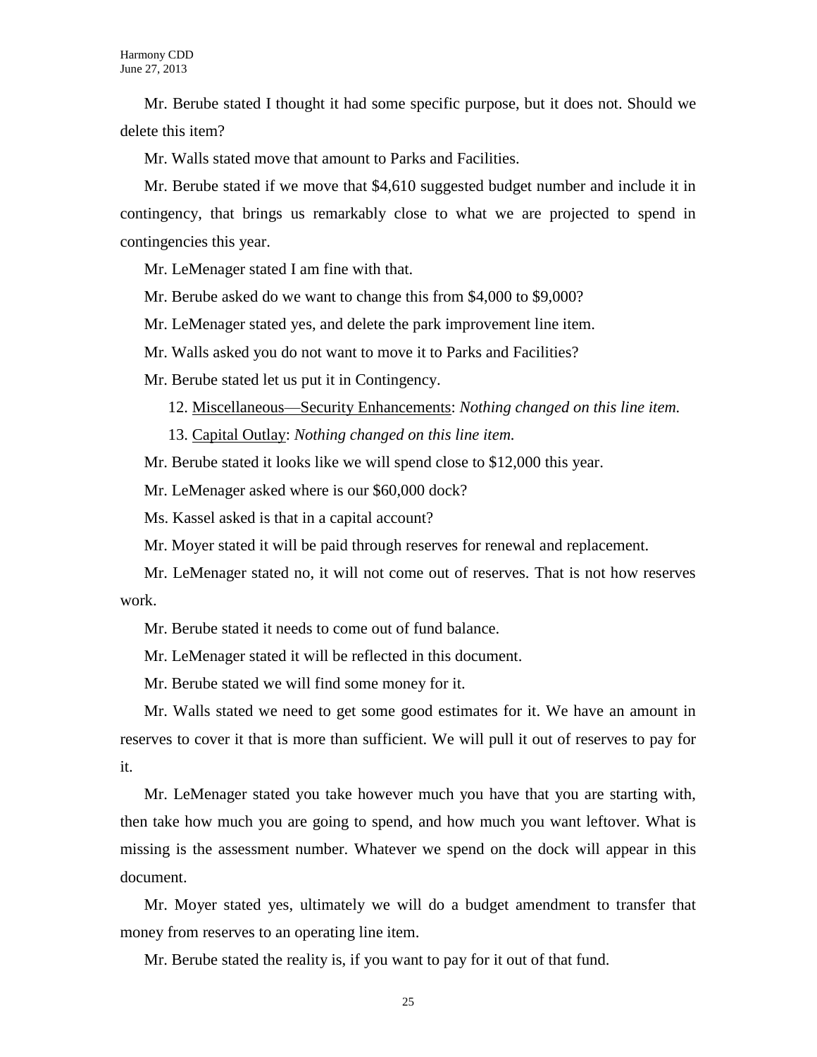Mr. Berube stated I thought it had some specific purpose, but it does not. Should we delete this item?

Mr. Walls stated move that amount to Parks and Facilities.

Mr. Berube stated if we move that $4,610 suggested budget number and include it in contingency, that brings us remarkably close to what we are projected to spend in contingencies this year.

Mr. LeMenager stated I am fine with that.

Mr. Berube asked do we want to change this from $4,000 to $9,000?

Mr. LeMenager stated yes, and delete the park improvement line item.

Mr. Walls asked you do not want to move it to Parks and Facilities?

Mr. Berube stated let us put it in Contingency.

12. <u>Miscellaneous—Security Enhancements</u>: *Nothing changed on this line item.*

13. <u>Capital Outlay</u>: *Nothing changed on this line item.*

Mr. Berube stated it looks like we will spend close to $12,000 this year.

Mr. LeMenager asked where is our $60,000 dock?

Ms. Kassel asked is that in a capital account?

Mr. Moyer stated it will be paid through reserves for renewal and replacement.

Mr. LeMenager stated no, it will not come out of reserves. That is not how reserves work.

Mr. Berube stated it needs to come out of fund balance.

Mr. LeMenager stated it will be reflected in this document.

Mr. Berube stated we will find some money for it.

Mr. Walls stated we need to get some good estimates for it. We have an amount in reserves to cover it that is more than sufficient. We will pull it out of reserves to pay for it.

Mr. LeMenager stated you take however much you have that you are starting with, then take how much you are going to spend, and how much you want leftover. What is missing is the assessment number. Whatever we spend on the dock will appear in this document.

Mr. Moyer stated yes, ultimately we will do a budget amendment to transfer that money from reserves to an operating line item.

Mr. Berube stated the reality is, if you want to pay for it out of that fund.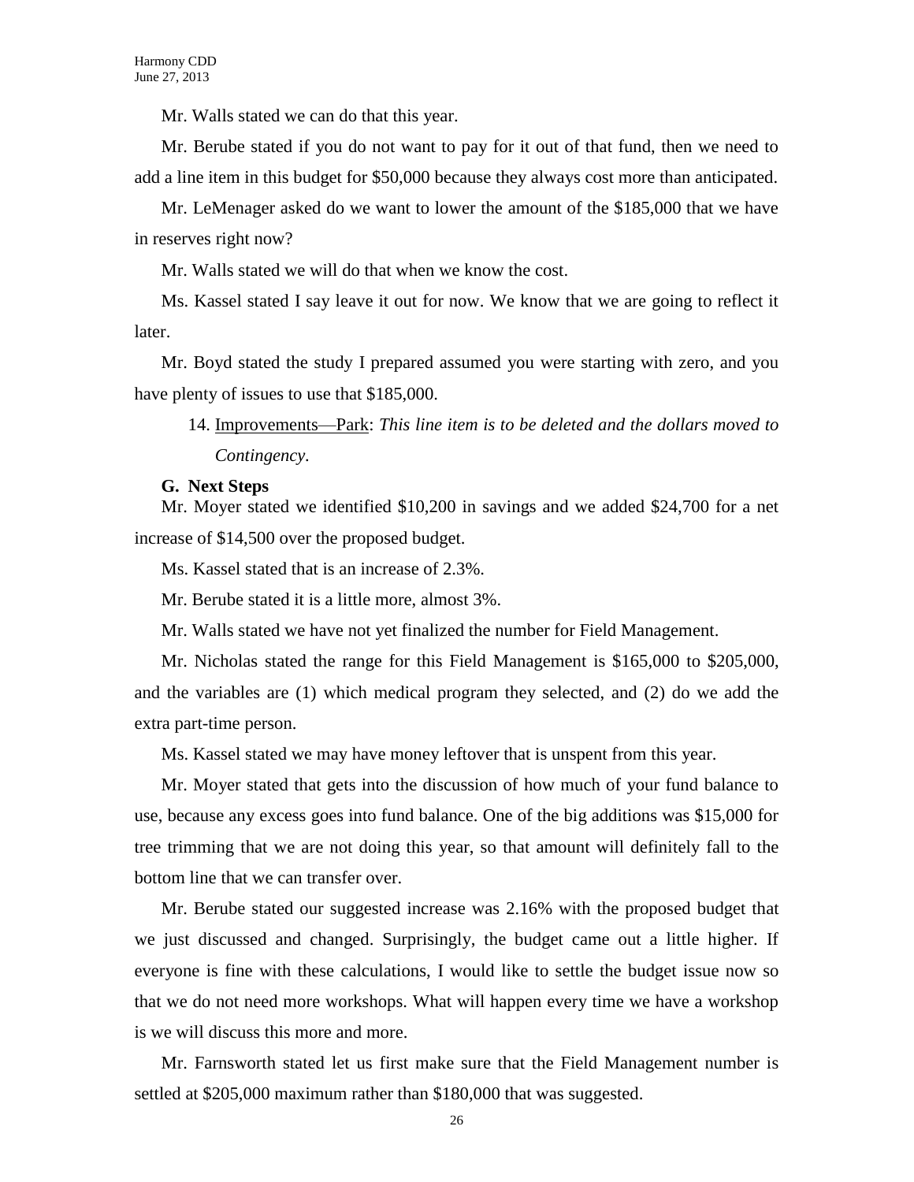Mr. Walls stated we can do that this year.

Mr. Berube stated if you do not want to pay for it out of that fund, then we need to add a line item in this budget for $50,000 because they always cost more than anticipated.

Mr. LeMenager asked do we want to lower the amount of the $185,000 that we have in reserves right now?

Mr. Walls stated we will do that when we know the cost.

Ms. Kassel stated I say leave it out for now. We know that we are going to reflect it later.

Mr. Boyd stated the study I prepared assumed you were starting with zero, and you have plenty of issues to use that $185,000.

14. Improvements—Park: *This line item is to be deleted and the dollars moved to Contingency*.

**G. Next Steps**

Mr. Moyer stated we identified $10,200 in savings and we added $24,700 for a net increase of $14,500 over the proposed budget.

Ms. Kassel stated that is an increase of 2.3%.

Mr. Berube stated it is a little more, almost 3%.

Mr. Walls stated we have not yet finalized the number for Field Management.

Mr. Nicholas stated the range for this Field Management is $165,000 to $205,000, and the variables are (1) which medical program they selected, and (2) do we add the extra part-time person.

Ms. Kassel stated we may have money leftover that is unspent from this year.

Mr. Moyer stated that gets into the discussion of how much of your fund balance to use, because any excess goes into fund balance. One of the big additions was $15,000 for tree trimming that we are not doing this year, so that amount will definitely fall to the bottom line that we can transfer over.

Mr. Berube stated our suggested increase was 2.16% with the proposed budget that we just discussed and changed. Surprisingly, the budget came out a little higher. If everyone is fine with these calculations, I would like to settle the budget issue now so that we do not need more workshops. What will happen every time we have a workshop is we will discuss this more and more.

Mr. Farnsworth stated let us first make sure that the Field Management number is settled at $205,000 maximum rather than $180,000 that was suggested.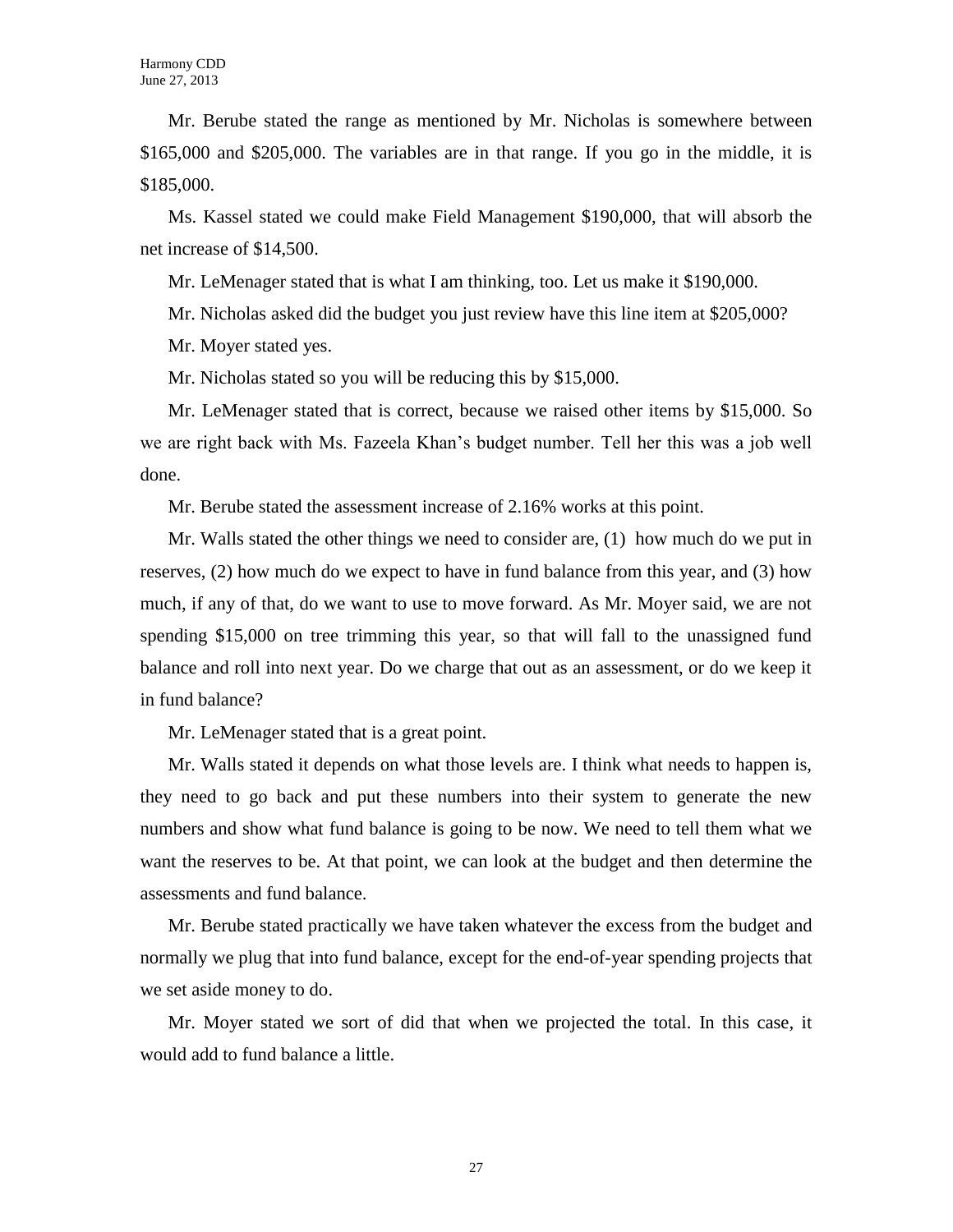Mr. Berube stated the range as mentioned by Mr. Nicholas is somewhere between $165,000 and $205,000. The variables are in that range. If you go in the middle, it is $185,000.

Ms. Kassel stated we could make Field Management $190,000, that will absorb the net increase of $14,500.

Mr. LeMenager stated that is what I am thinking, too. Let us make it $190,000.

Mr. Nicholas asked did the budget you just review have this line item at $205,000?

Mr. Moyer stated yes.

Mr. Nicholas stated so you will be reducing this by $15,000.

Mr. LeMenager stated that is correct, because we raised other items by $15,000. So we are right back with Ms. Fazeela Khan's budget number. Tell her this was a job well done.

Mr. Berube stated the assessment increase of 2.16% works at this point.

Mr. Walls stated the other things we need to consider are, (1) how much do we put in reserves, (2) how much do we expect to have in fund balance from this year, and (3) how much, if any of that, do we want to use to move forward. As Mr. Moyer said, we are not spending $15,000 on tree trimming this year, so that will fall to the unassigned fund balance and roll into next year. Do we charge that out as an assessment, or do we keep it in fund balance?

Mr. LeMenager stated that is a great point.

Mr. Walls stated it depends on what those levels are. I think what needs to happen is, they need to go back and put these numbers into their system to generate the new numbers and show what fund balance is going to be now. We need to tell them what we want the reserves to be. At that point, we can look at the budget and then determine the assessments and fund balance.

Mr. Berube stated practically we have taken whatever the excess from the budget and normally we plug that into fund balance, except for the end-of-year spending projects that we set aside money to do.

Mr. Moyer stated we sort of did that when we projected the total. In this case, it would add to fund balance a little.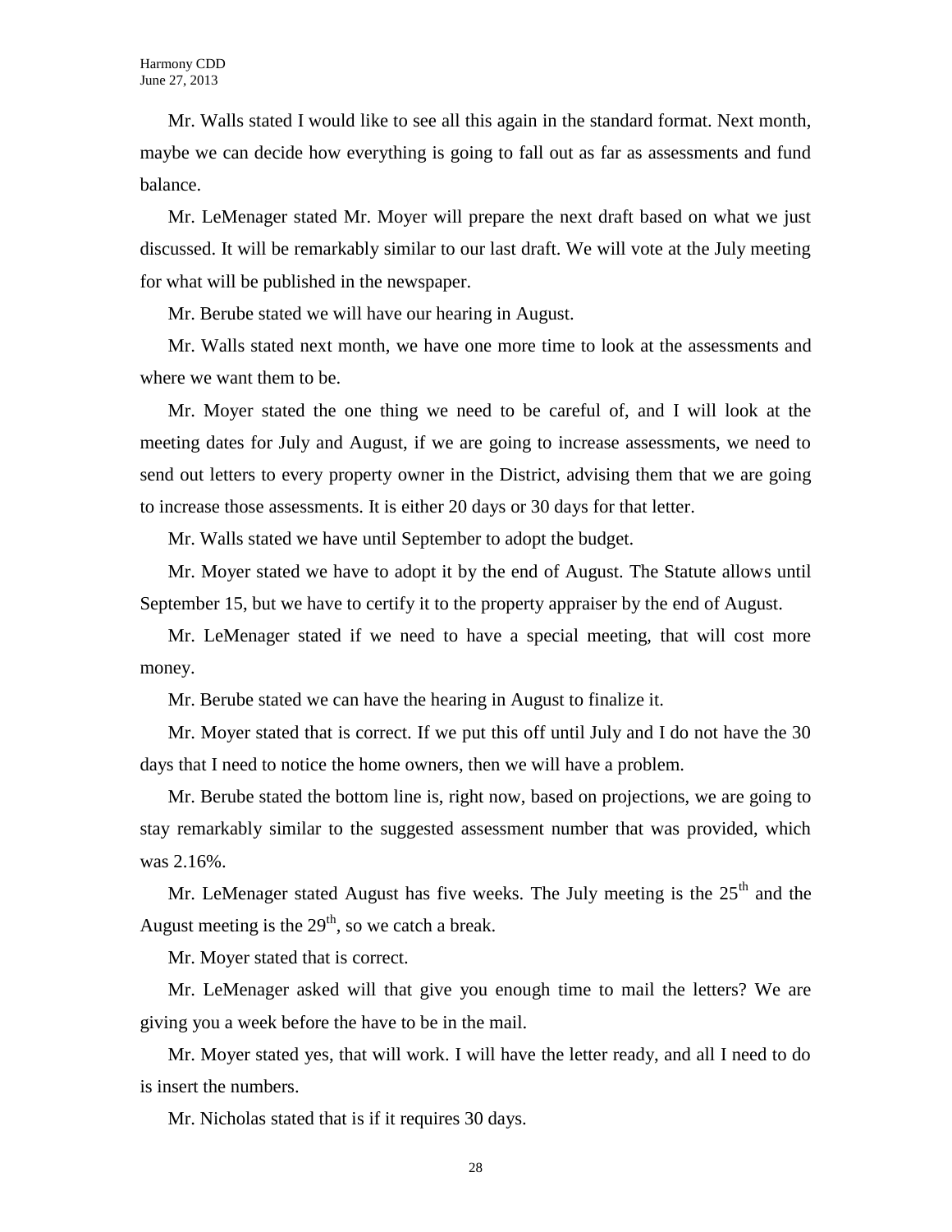Mr. Walls stated I would like to see all this again in the standard format. Next month, maybe we can decide how everything is going to fall out as far as assessments and fund balance.

Mr. LeMenager stated Mr. Moyer will prepare the next draft based on what we just discussed. It will be remarkably similar to our last draft. We will vote at the July meeting for what will be published in the newspaper.

Mr. Berube stated we will have our hearing in August.

Mr. Walls stated next month, we have one more time to look at the assessments and where we want them to be.

Mr. Moyer stated the one thing we need to be careful of, and I will look at the meeting dates for July and August, if we are going to increase assessments, we need to send out letters to every property owner in the District, advising them that we are going to increase those assessments. It is either 20 days or 30 days for that letter.

Mr. Walls stated we have until September to adopt the budget.

Mr. Moyer stated we have to adopt it by the end of August. The Statute allows until September 15, but we have to certify it to the property appraiser by the end of August.

Mr. LeMenager stated if we need to have a special meeting, that will cost more money.

Mr. Berube stated we can have the hearing in August to finalize it.

Mr. Moyer stated that is correct. If we put this off until July and I do not have the 30 days that I need to notice the home owners, then we will have a problem.

Mr. Berube stated the bottom line is, right now, based on projections, we are going to stay remarkably similar to the suggested assessment number that was provided, which was 2.16%.

Mr. LeMenager stated August has five weeks. The July meeting is the 25th and the August meeting is the 29th, so we catch a break.

Mr. Moyer stated that is correct.

Mr. LeMenager asked will that give you enough time to mail the letters? We are giving you a week before the have to be in the mail.

Mr. Moyer stated yes, that will work. I will have the letter ready, and all I need to do is insert the numbers.

Mr. Nicholas stated that is if it requires 30 days.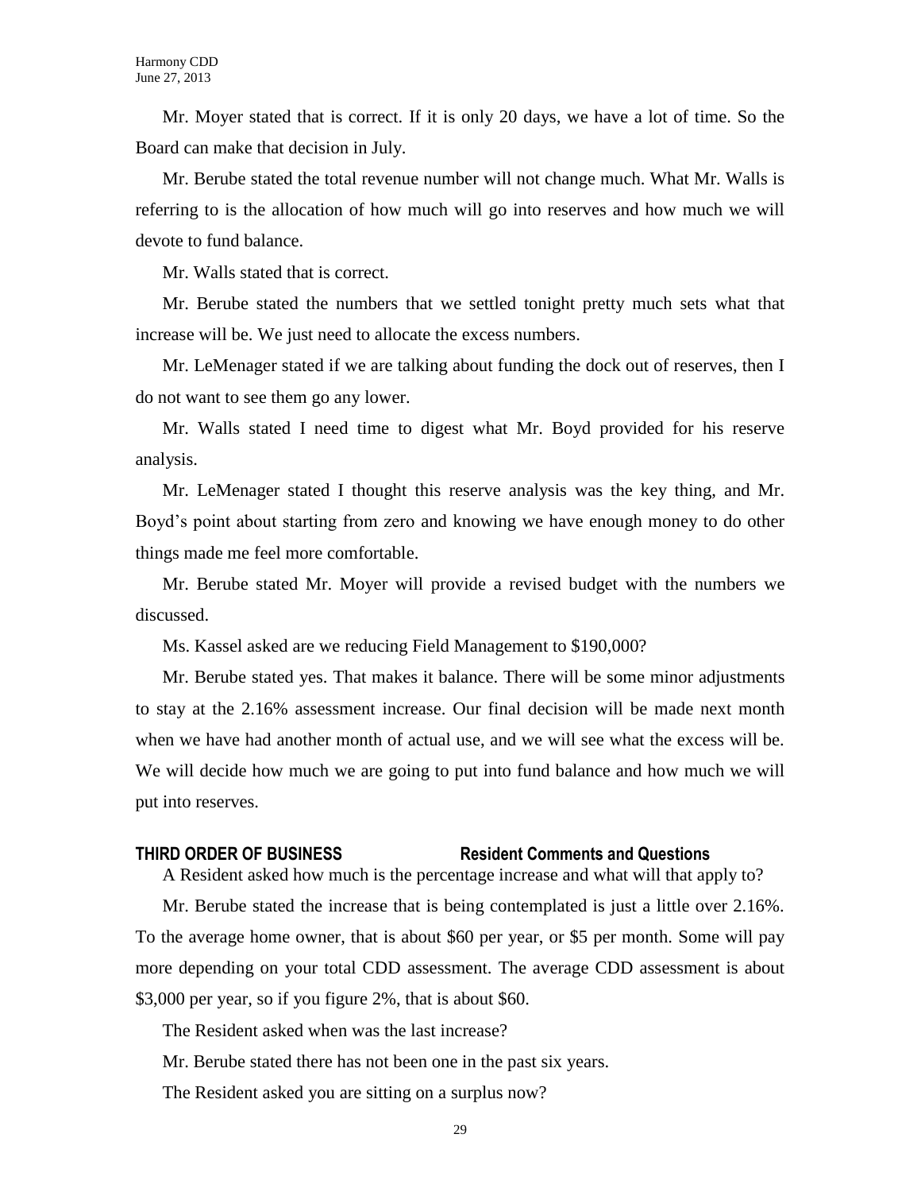Mr. Moyer stated that is correct. If it is only 20 days, we have a lot of time. So the Board can make that decision in July.

Mr. Berube stated the total revenue number will not change much. What Mr. Walls is referring to is the allocation of how much will go into reserves and how much we will devote to fund balance.

Mr. Walls stated that is correct.

Mr. Berube stated the numbers that we settled tonight pretty much sets what that increase will be. We just need to allocate the excess numbers.

Mr. LeMenager stated if we are talking about funding the dock out of reserves, then I do not want to see them go any lower.

Mr. Walls stated I need time to digest what Mr. Boyd provided for his reserve analysis.

Mr. LeMenager stated I thought this reserve analysis was the key thing, and Mr. Boyd's point about starting from zero and knowing we have enough money to do other things made me feel more comfortable.

Mr. Berube stated Mr. Moyer will provide a revised budget with the numbers we discussed.

Ms. Kassel asked are we reducing Field Management to $190,000?

Mr. Berube stated yes. That makes it balance. There will be some minor adjustments to stay at the 2.16% assessment increase. Our final decision will be made next month when we have had another month of actual use, and we will see what the excess will be. We will decide how much we are going to put into fund balance and how much we will put into reserves.

**THIRD ORDER OF BUSINESS Resident Comments and Questions**

A Resident asked how much is the percentage increase and what will that apply to?

Mr. Berube stated the increase that is being contemplated is just a little over 2.16%. To the average home owner, that is about $60 per year, or $5 per month. Some will pay more depending on your total CDD assessment. The average CDD assessment is about $3,000 per year, so if you figure 2%, that is about $60.

The Resident asked when was the last increase?

Mr. Berube stated there has not been one in the past six years.

The Resident asked you are sitting on a surplus now?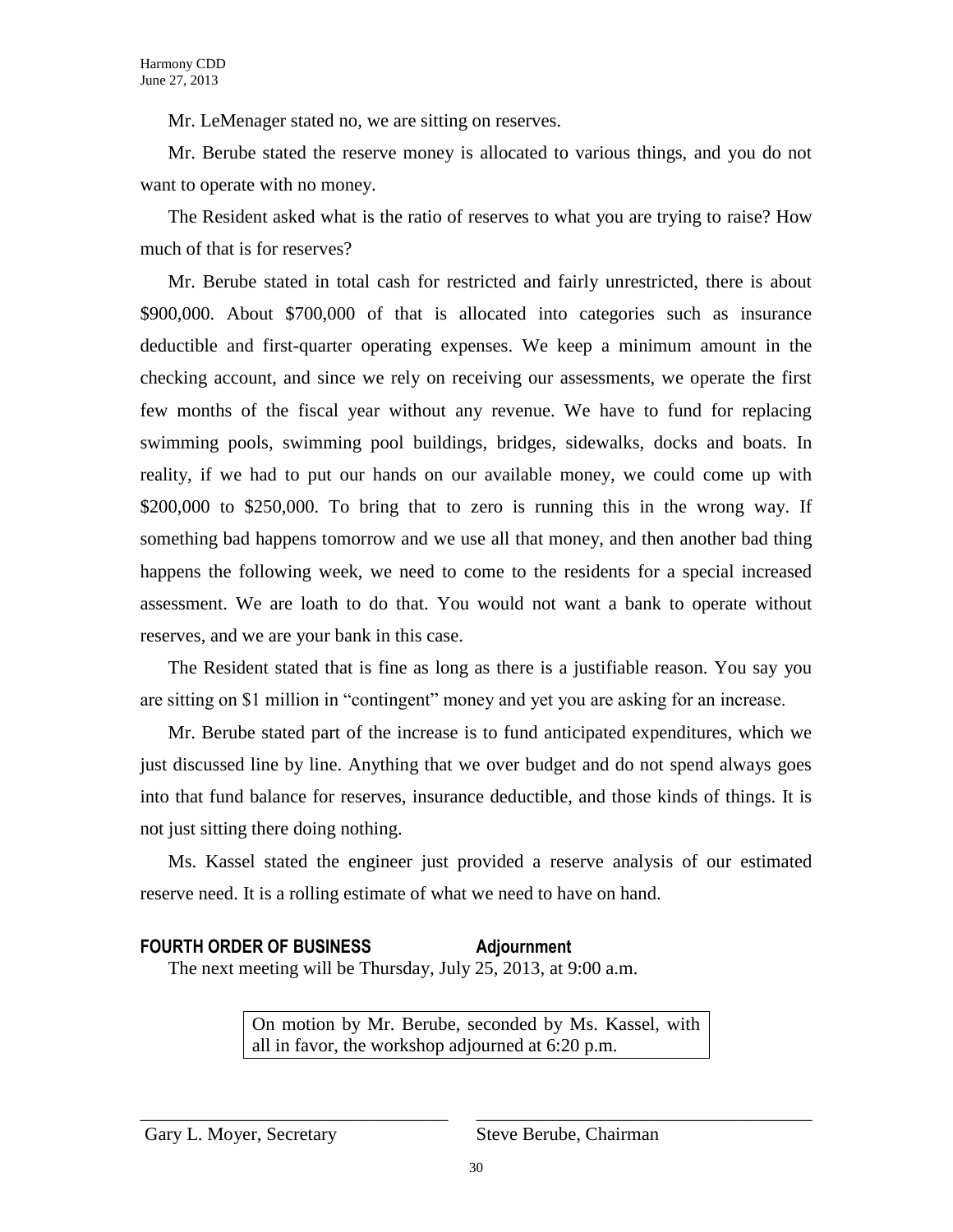Mr. LeMenager stated no, we are sitting on reserves.

Mr. Berube stated the reserve money is allocated to various things, and you do not want to operate with no money.

The Resident asked what is the ratio of reserves to what you are trying to raise? How much of that is for reserves?

Mr. Berube stated in total cash for restricted and fairly unrestricted, there is about \$900,000. About \$700,000 of that is allocated into categories such as insurance deductible and first-quarter operating expenses. We keep a minimum amount in the checking account, and since we rely on receiving our assessments, we operate the first few months of the fiscal year without any revenue. We have to fund for replacing swimming pools, swimming pool buildings, bridges, sidewalks, docks and boats. In reality, if we had to put our hands on our available money, we could come up with \$200,000 to \$250,000. To bring that to zero is running this in the wrong way. If something bad happens tomorrow and we use all that money, and then another bad thing happens the following week, we need to come to the residents for a special increased assessment. We are loath to do that. You would not want a bank to operate without reserves, and we are your bank in this case.

The Resident stated that is fine as long as there is a justifiable reason. You say you are sitting on \$1 million in "contingent" money and yet you are asking for an increase.

Mr. Berube stated part of the increase is to fund anticipated expenditures, which we just discussed line by line. Anything that we over budget and do not spend always goes into that fund balance for reserves, insurance deductible, and those kinds of things. It is not just sitting there doing nothing.

Ms. Kassel stated the engineer just provided a reserve analysis of our estimated reserve need. It is a rolling estimate of what we need to have on hand.

**FOURTH ORDER OF BUSINESS Adjournment**

The next meeting will be Thursday, July 25, 2013, at 9:00 a.m.

On motion by Mr. Berube, seconded by Ms. Kassel, with all in favor, the workshop adjourned at 6:20 p.m.

\_\_\_\_\_\_\_\_\_\_\_\_\_\_\_\_\_\_\_\_\_\_\_\_\_\_\_\_\_\_ \_\_\_\_\_\_\_\_\_\_\_\_\_\_\_\_\_\_\_\_\_\_\_\_\_\_\_\_\_\_

Gary L. Moyer, Secretary Steve Berube, Chairman